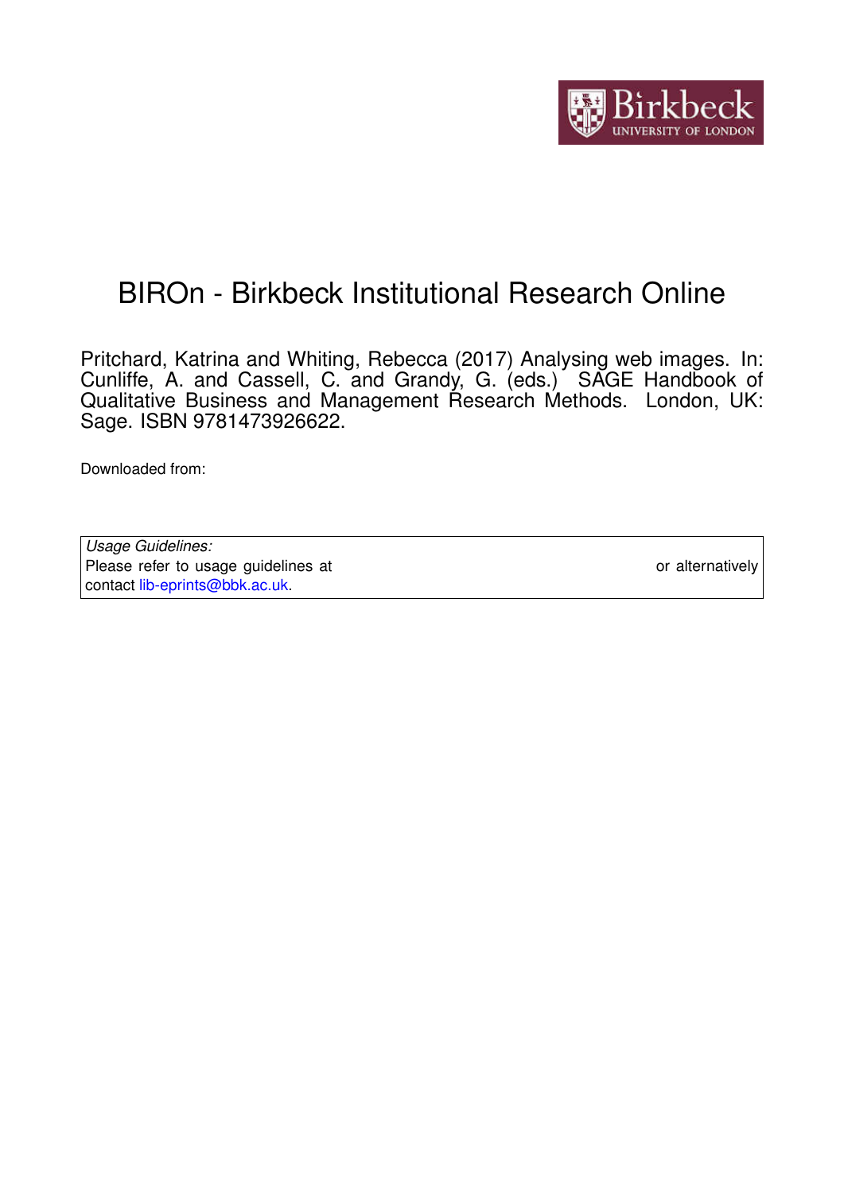# BIROn - Birkbeck Institutional Research Online

Pritchard, Katrina and Whiting, Rebecca (2017) Analysing web images. In: Cunliffe, A. and Cassell, C. and Grandy, G. (eds.) SAGE Handbook of Qualitative Business and Management Research Methods. London, UK: Sage. ISBN 9781473926622.

Downloaded from:

*Usage Guidelines:*
Please refer to usage guidelines at or alternatively contact lib-eprints@bbk.ac.uk.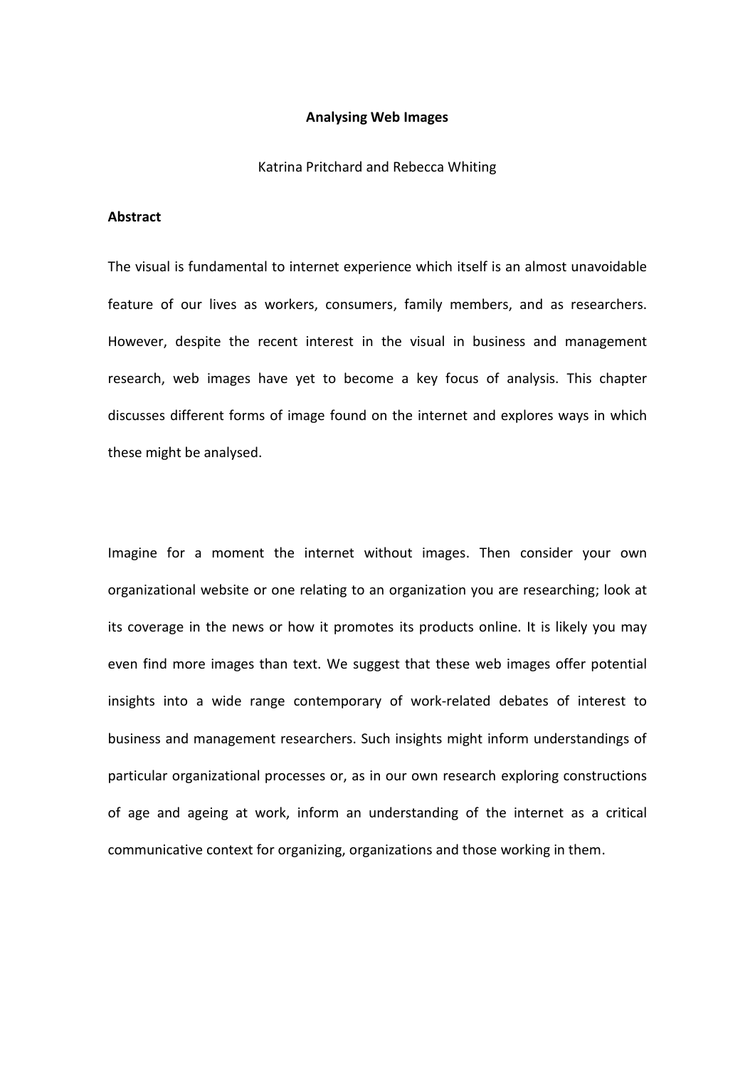**Analysing Web Images**

Katrina Pritchard and Rebecca Whiting

**Abstract**

The visual is fundamental to internet experience which itself is an almost unavoidable feature of our lives as workers, consumers, family members, and as researchers. However, despite the recent interest in the visual in business and management research, web images have yet to become a key focus of analysis. This chapter discusses different forms of image found on the internet and explores ways in which these might be analysed.

Imagine for a moment the internet without images. Then consider your own organizational website or one relating to an organization you are researching; look at its coverage in the news or how it promotes its products online. It is likely you may even find more images than text. We suggest that these web images offer potential insights into a wide range contemporary of work-related debates of interest to business and management researchers. Such insights might inform understandings of particular organizational processes or, as in our own research exploring constructions of age and ageing at work, inform an understanding of the internet as a critical communicative context for organizing, organizations and those working in them.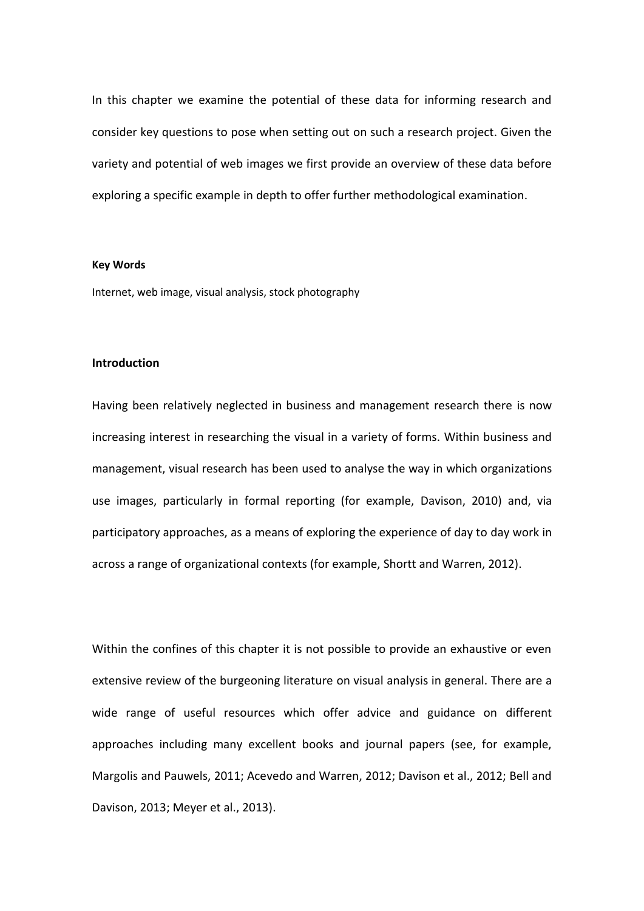In this chapter we examine the potential of these data for informing research and consider key questions to pose when setting out on such a research project. Given the variety and potential of web images we first provide an overview of these data before exploring a specific example in depth to offer further methodological examination.

**Key Words**

Internet, web image, visual analysis, stock photography

## Introduction

Having been relatively neglected in business and management research there is now increasing interest in researching the visual in a variety of forms. Within business and management, visual research has been used to analyse the way in which organizations use images, particularly in formal reporting (for example, Davison, 2010) and, via participatory approaches, as a means of exploring the experience of day to day work in across a range of organizational contexts (for example, Shortt and Warren, 2012).

Within the confines of this chapter it is not possible to provide an exhaustive or even extensive review of the burgeoning literature on visual analysis in general. There are a wide range of useful resources which offer advice and guidance on different approaches including many excellent books and journal papers (see, for example, Margolis and Pauwels, 2011; Acevedo and Warren, 2012; Davison et al., 2012; Bell and Davison, 2013; Meyer et al., 2013).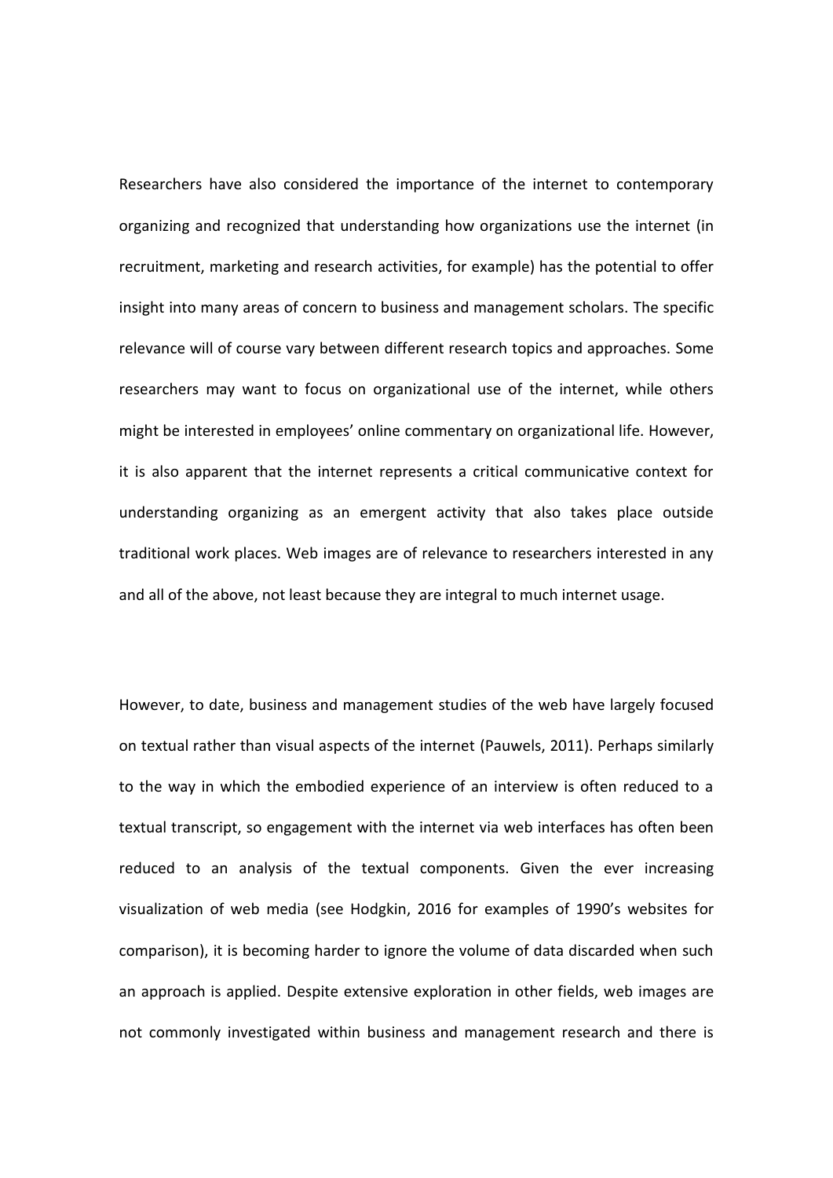Researchers have also considered the importance of the internet to contemporary organizing and recognized that understanding how organizations use the internet (in recruitment, marketing and research activities, for example) has the potential to offer insight into many areas of concern to business and management scholars. The specific relevance will of course vary between different research topics and approaches. Some researchers may want to focus on organizational use of the internet, while others might be interested in employees' online commentary on organizational life. However, it is also apparent that the internet represents a critical communicative context for understanding organizing as an emergent activity that also takes place outside traditional work places. Web images are of relevance to researchers interested in any and all of the above, not least because they are integral to much internet usage.

However, to date, business and management studies of the web have largely focused on textual rather than visual aspects of the internet (Pauwels, 2011). Perhaps similarly to the way in which the embodied experience of an interview is often reduced to a textual transcript, so engagement with the internet via web interfaces has often been reduced to an analysis of the textual components. Given the ever increasing visualization of web media (see Hodgkin, 2016 for examples of 1990's websites for comparison), it is becoming harder to ignore the volume of data discarded when such an approach is applied. Despite extensive exploration in other fields, web images are not commonly investigated within business and management research and there is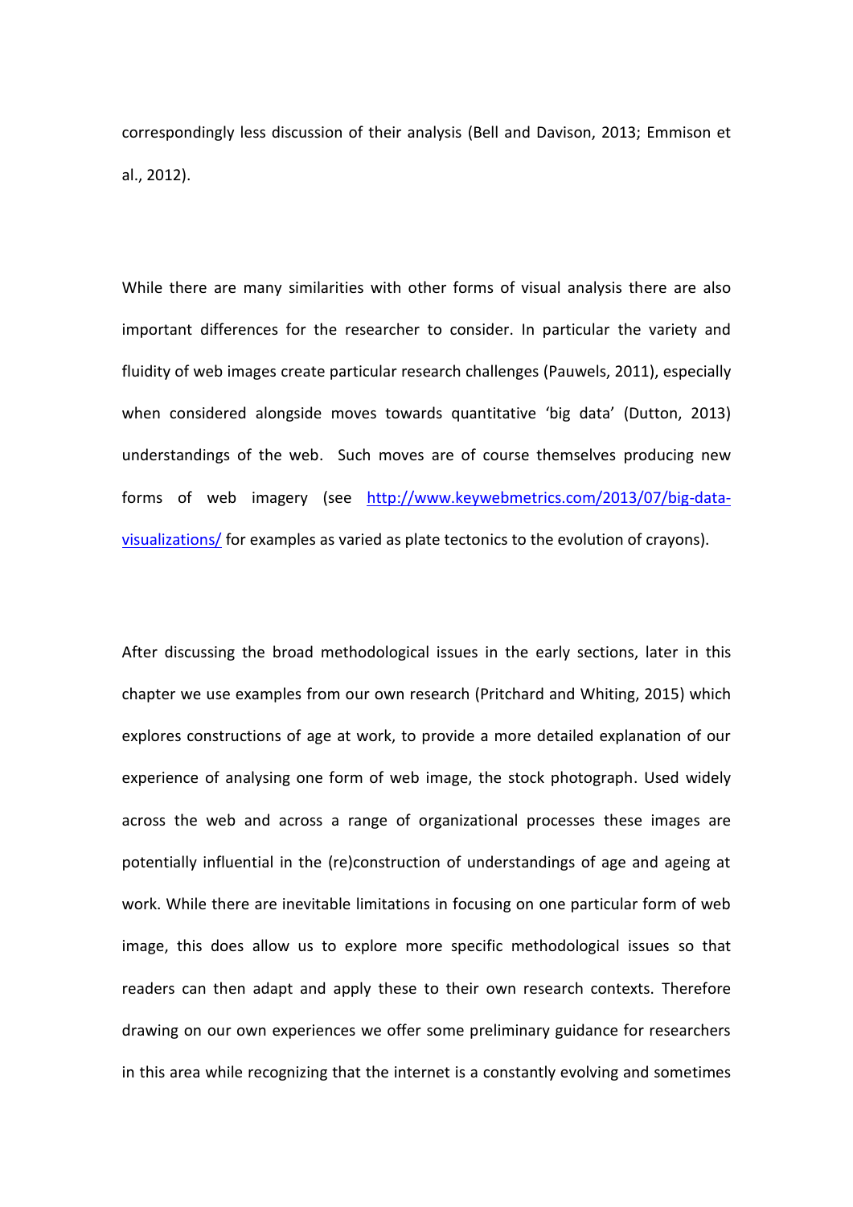correspondingly less discussion of their analysis (Bell and Davison, 2013; Emmison et al., 2012).

While there are many similarities with other forms of visual analysis there are also important differences for the researcher to consider. In particular the variety and fluidity of web images create particular research challenges (Pauwels, 2011), especially when considered alongside moves towards quantitative 'big data' (Dutton, 2013) understandings of the web. Such moves are of course themselves producing new forms of web imagery (see [http://www.keywebmetrics.com/2013/07/big-data-visualizations/](http://www.keywebmetrics.com/2013/07/big-data-visualizations/) for examples as varied as plate tectonics to the evolution of crayons).

After discussing the broad methodological issues in the early sections, later in this chapter we use examples from our own research (Pritchard and Whiting, 2015) which explores constructions of age at work, to provide a more detailed explanation of our experience of analysing one form of web image, the stock photograph. Used widely across the web and across a range of organizational processes these images are potentially influential in the (re)construction of understandings of age and ageing at work. While there are inevitable limitations in focusing on one particular form of web image, this does allow us to explore more specific methodological issues so that readers can then adapt and apply these to their own research contexts. Therefore drawing on our own experiences we offer some preliminary guidance for researchers in this area while recognizing that the internet is a constantly evolving and sometimes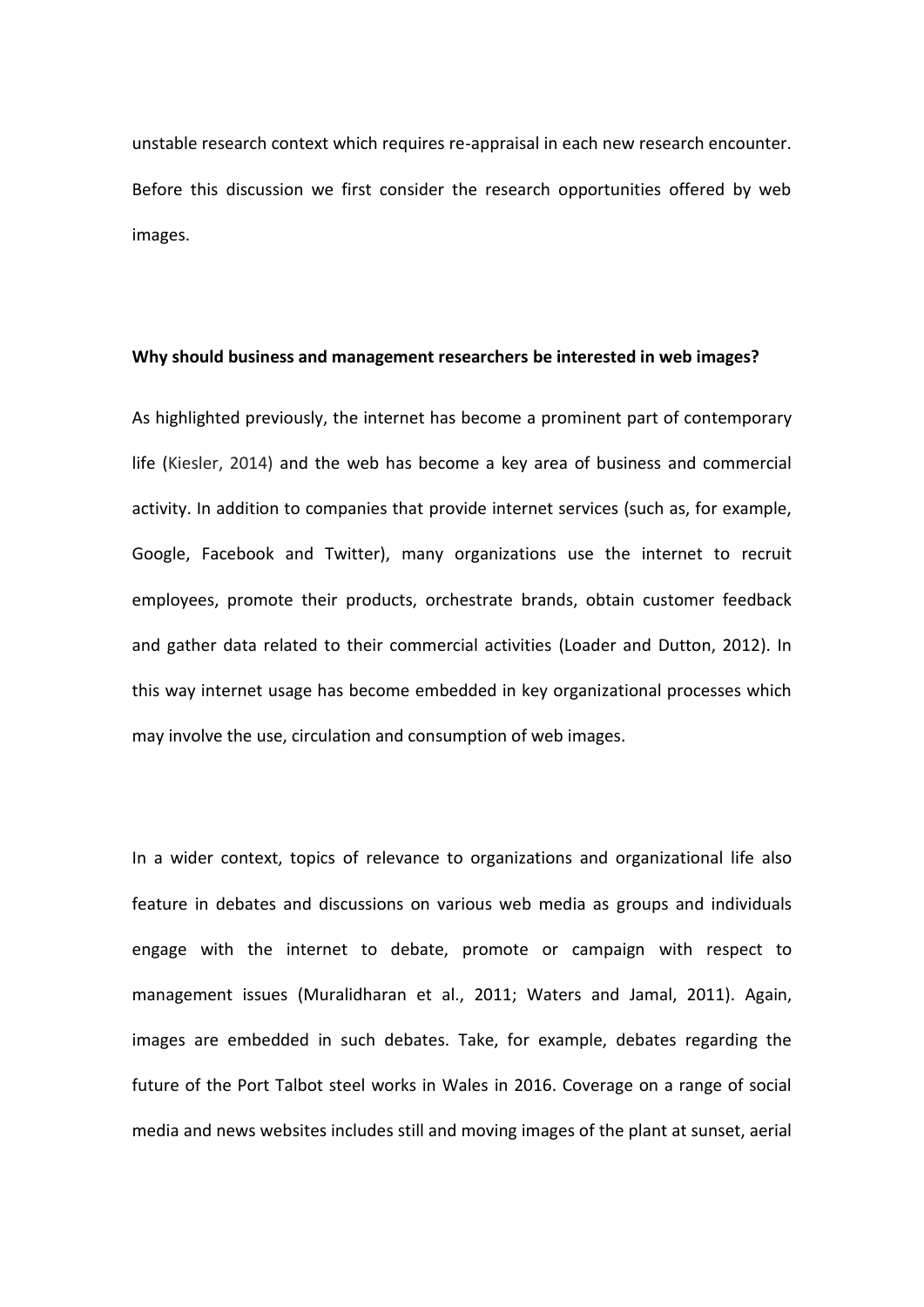unstable research context which requires re-appraisal in each new research encounter. Before this discussion we first consider the research opportunities offered by web images.

**Why should business and management researchers be interested in web images?**

As highlighted previously, the internet has become a prominent part of contemporary life (Kiesler, 2014) and the web has become a key area of business and commercial activity. In addition to companies that provide internet services (such as, for example, Google, Facebook and Twitter), many organizations use the internet to recruit employees, promote their products, orchestrate brands, obtain customer feedback and gather data related to their commercial activities (Loader and Dutton, 2012). In this way internet usage has become embedded in key organizational processes which may involve the use, circulation and consumption of web images.

In a wider context, topics of relevance to organizations and organizational life also feature in debates and discussions on various web media as groups and individuals engage with the internet to debate, promote or campaign with respect to management issues (Muralidharan et al., 2011; Waters and Jamal, 2011). Again, images are embedded in such debates. Take, for example, debates regarding the future of the Port Talbot steel works in Wales in 2016. Coverage on a range of social media and news websites includes still and moving images of the plant at sunset, aerial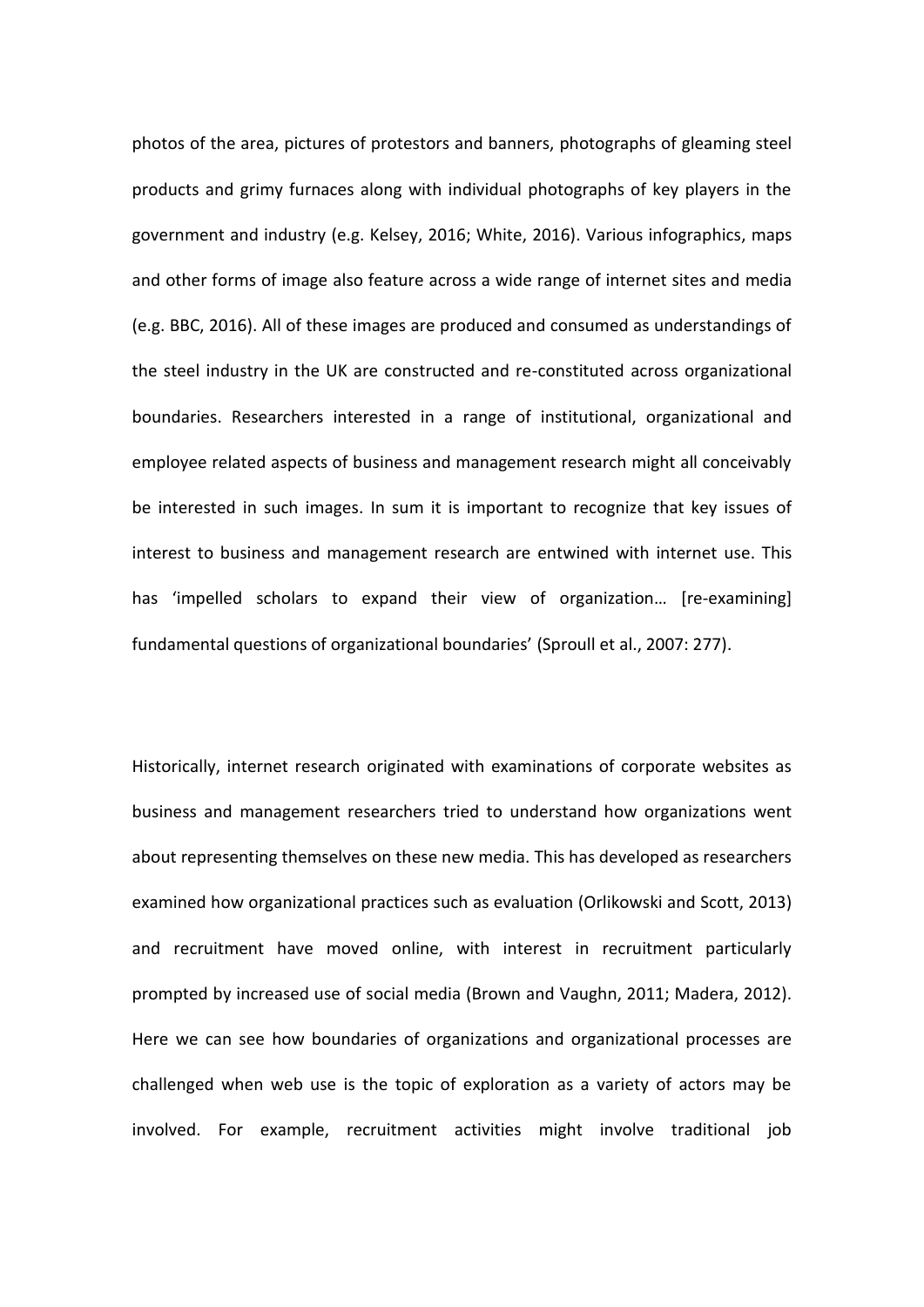photos of the area, pictures of protestors and banners, photographs of gleaming steel products and grimy furnaces along with individual photographs of key players in the government and industry (e.g. Kelsey, 2016; White, 2016). Various infographics, maps and other forms of image also feature across a wide range of internet sites and media (e.g. BBC, 2016). All of these images are produced and consumed as understandings of the steel industry in the UK are constructed and re-constituted across organizational boundaries. Researchers interested in a range of institutional, organizational and employee related aspects of business and management research might all conceivably be interested in such images. In sum it is important to recognize that key issues of interest to business and management research are entwined with internet use. This has 'impelled scholars to expand their view of organization… [re-examining] fundamental questions of organizational boundaries' (Sproull et al., 2007: 277).

Historically, internet research originated with examinations of corporate websites as business and management researchers tried to understand how organizations went about representing themselves on these new media. This has developed as researchers examined how organizational practices such as evaluation (Orlikowski and Scott, 2013) and recruitment have moved online, with interest in recruitment particularly prompted by increased use of social media (Brown and Vaughn, 2011; Madera, 2012). Here we can see how boundaries of organizations and organizational processes are challenged when web use is the topic of exploration as a variety of actors may be involved. For example, recruitment activities might involve traditional job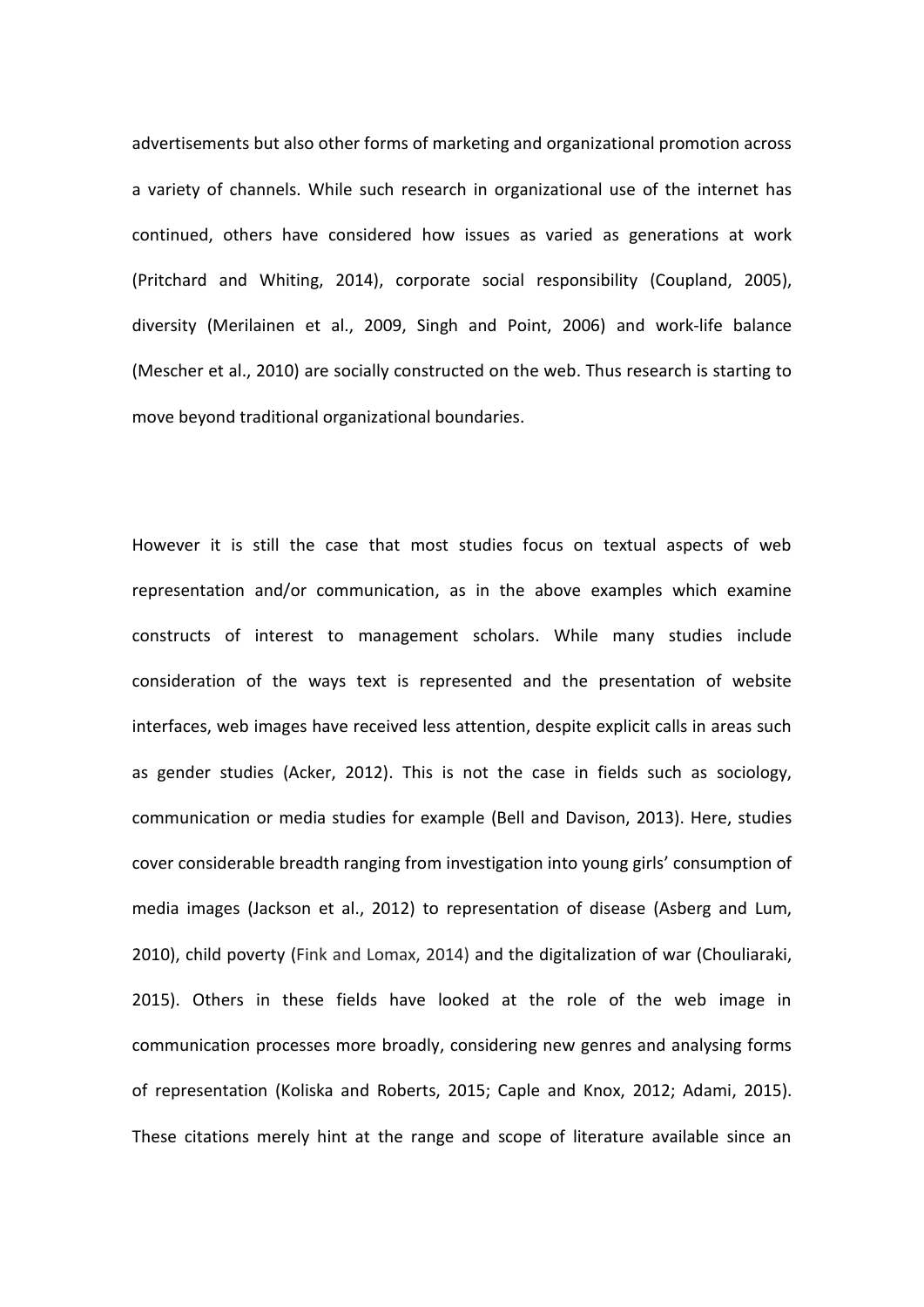advertisements but also other forms of marketing and organizational promotion across a variety of channels. While such research in organizational use of the internet has continued, others have considered how issues as varied as generations at work (Pritchard and Whiting, 2014), corporate social responsibility (Coupland, 2005), diversity (Merilainen et al., 2009, Singh and Point, 2006) and work-life balance (Mescher et al., 2010) are socially constructed on the web. Thus research is starting to move beyond traditional organizational boundaries.

However it is still the case that most studies focus on textual aspects of web representation and/or communication, as in the above examples which examine constructs of interest to management scholars. While many studies include consideration of the ways text is represented and the presentation of website interfaces, web images have received less attention, despite explicit calls in areas such as gender studies (Acker, 2012). This is not the case in fields such as sociology, communication or media studies for example (Bell and Davison, 2013). Here, studies cover considerable breadth ranging from investigation into young girls' consumption of media images (Jackson et al., 2012) to representation of disease (Asberg and Lum, 2010), child poverty (Fink and Lomax, 2014) and the digitalization of war (Chouliaraki, 2015). Others in these fields have looked at the role of the web image in communication processes more broadly, considering new genres and analysing forms of representation (Koliska and Roberts, 2015; Caple and Knox, 2012; Adami, 2015). These citations merely hint at the range and scope of literature available since an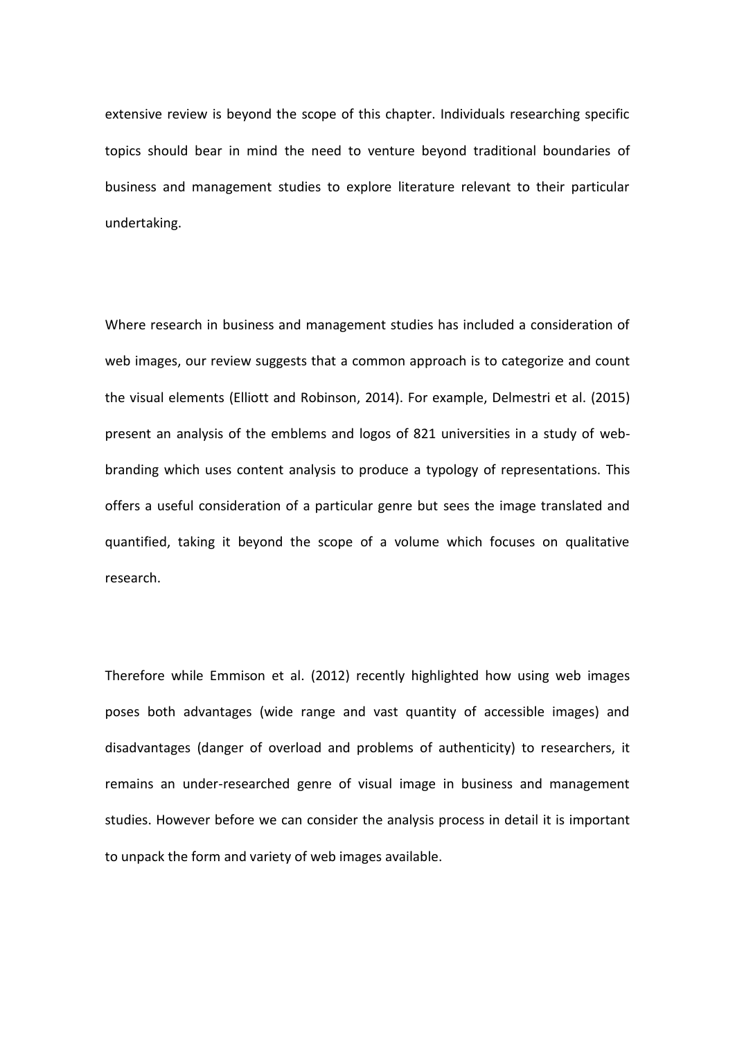extensive review is beyond the scope of this chapter. Individuals researching specific topics should bear in mind the need to venture beyond traditional boundaries of business and management studies to explore literature relevant to their particular undertaking.

Where research in business and management studies has included a consideration of web images, our review suggests that a common approach is to categorize and count the visual elements (Elliott and Robinson, 2014). For example, Delmestri et al. (2015) present an analysis of the emblems and logos of 821 universities in a study of web-branding which uses content analysis to produce a typology of representations. This offers a useful consideration of a particular genre but sees the image translated and quantified, taking it beyond the scope of a volume which focuses on qualitative research.

Therefore while Emmison et al. (2012) recently highlighted how using web images poses both advantages (wide range and vast quantity of accessible images) and disadvantages (danger of overload and problems of authenticity) to researchers, it remains an under-researched genre of visual image in business and management studies. However before we can consider the analysis process in detail it is important to unpack the form and variety of web images available.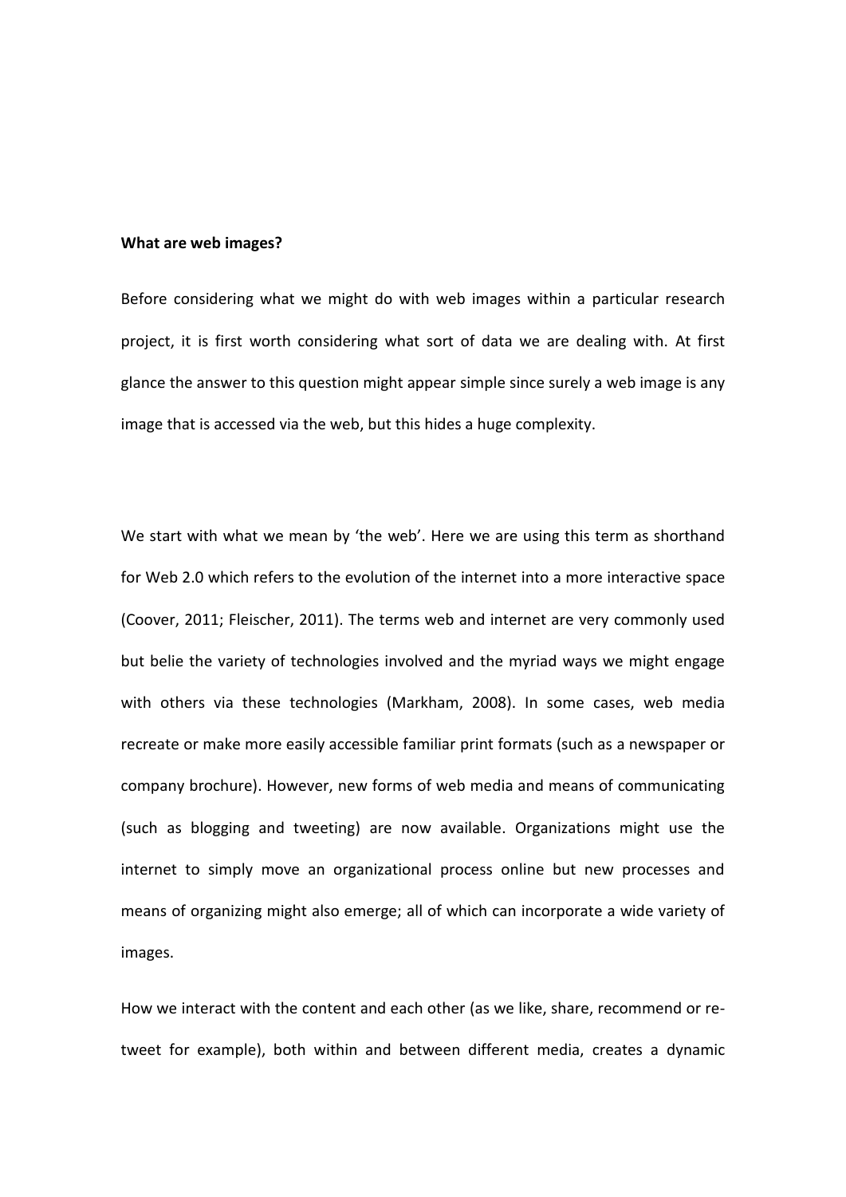**What are web images?**

Before considering what we might do with web images within a particular research project, it is first worth considering what sort of data we are dealing with. At first glance the answer to this question might appear simple since surely a web image is any image that is accessed via the web, but this hides a huge complexity.

We start with what we mean by 'the web'. Here we are using this term as shorthand for Web 2.0 which refers to the evolution of the internet into a more interactive space (Coover, 2011; Fleischer, 2011). The terms web and internet are very commonly used but belie the variety of technologies involved and the myriad ways we might engage with others via these technologies (Markham, 2008). In some cases, web media recreate or make more easily accessible familiar print formats (such as a newspaper or company brochure). However, new forms of web media and means of communicating (such as blogging and tweeting) are now available. Organizations might use the internet to simply move an organizational process online but new processes and means of organizing might also emerge; all of which can incorporate a wide variety of images.

How we interact with the content and each other (as we like, share, recommend or re-tweet for example), both within and between different media, creates a dynamic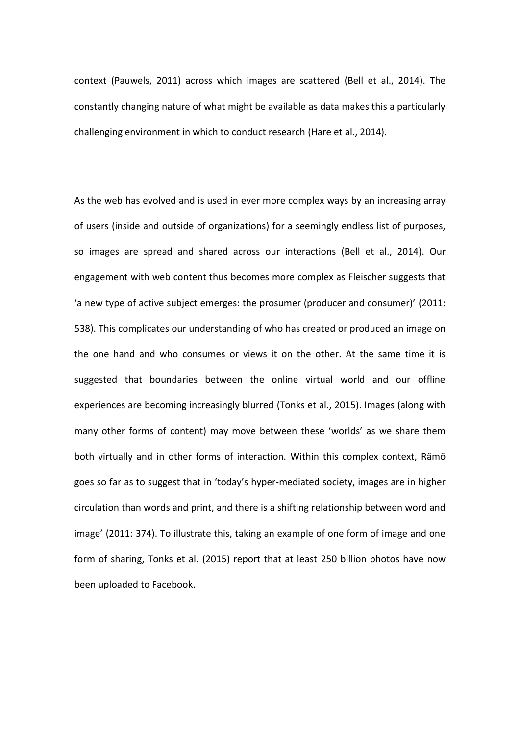context (Pauwels, 2011) across which images are scattered (Bell et al., 2014). The constantly changing nature of what might be available as data makes this a particularly challenging environment in which to conduct research (Hare et al., 2014).

As the web has evolved and is used in ever more complex ways by an increasing array of users (inside and outside of organizations) for a seemingly endless list of purposes, so images are spread and shared across our interactions (Bell et al., 2014). Our engagement with web content thus becomes more complex as Fleischer suggests that 'a new type of active subject emerges: the prosumer (producer and consumer)' (2011: 538). This complicates our understanding of who has created or produced an image on the one hand and who consumes or views it on the other. At the same time it is suggested that boundaries between the online virtual world and our offline experiences are becoming increasingly blurred (Tonks et al., 2015). Images (along with many other forms of content) may move between these 'worlds' as we share them both virtually and in other forms of interaction. Within this complex context, Rämö goes so far as to suggest that in 'today's hyper-mediated society, images are in higher circulation than words and print, and there is a shifting relationship between word and image' (2011: 374). To illustrate this, taking an example of one form of image and one form of sharing, Tonks et al. (2015) report that at least 250 billion photos have now been uploaded to Facebook.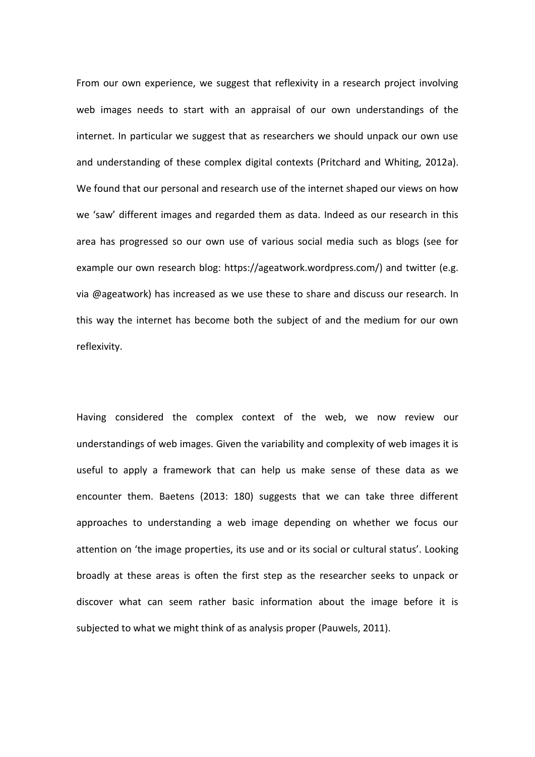From our own experience, we suggest that reflexivity in a research project involving web images needs to start with an appraisal of our own understandings of the internet. In particular we suggest that as researchers we should unpack our own use and understanding of these complex digital contexts (Pritchard and Whiting, 2012a). We found that our personal and research use of the internet shaped our views on how we 'saw' different images and regarded them as data. Indeed as our research in this area has progressed so our own use of various social media such as blogs (see for example our own research blog: https://ageatwork.wordpress.com/) and twitter (e.g. via @ageatwork) has increased as we use these to share and discuss our research. In this way the internet has become both the subject of and the medium for our own reflexivity.

Having considered the complex context of the web, we now review our understandings of web images. Given the variability and complexity of web images it is useful to apply a framework that can help us make sense of these data as we encounter them. Baetens (2013: 180) suggests that we can take three different approaches to understanding a web image depending on whether we focus our attention on 'the image properties, its use and or its social or cultural status'. Looking broadly at these areas is often the first step as the researcher seeks to unpack or discover what can seem rather basic information about the image before it is subjected to what we might think of as analysis proper (Pauwels, 2011).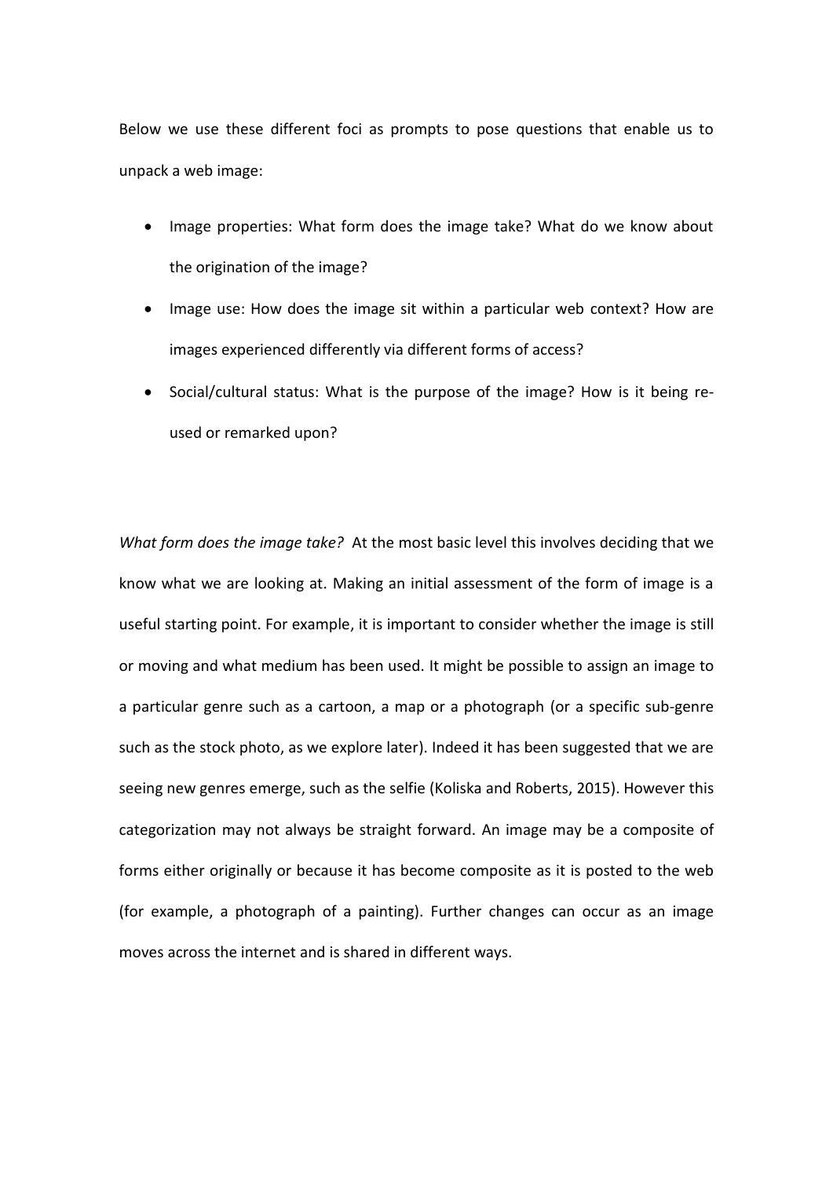Below we use these different foci as prompts to pose questions that enable us to unpack a web image:

- Image properties: What form does the image take? What do we know about the origination of the image?
- Image use: How does the image sit within a particular web context? How are images experienced differently via different forms of access?
- Social/cultural status: What is the purpose of the image? How is it being re-used or remarked upon?

*What form does the image take?* At the most basic level this involves deciding that we know what we are looking at. Making an initial assessment of the form of image is a useful starting point. For example, it is important to consider whether the image is still or moving and what medium has been used. It might be possible to assign an image to a particular genre such as a cartoon, a map or a photograph (or a specific sub-genre such as the stock photo, as we explore later). Indeed it has been suggested that we are seeing new genres emerge, such as the selfie (Koliska and Roberts, 2015). However this categorization may not always be straight forward. An image may be a composite of forms either originally or because it has become composite as it is posted to the web (for example, a photograph of a painting). Further changes can occur as an image moves across the internet and is shared in different ways.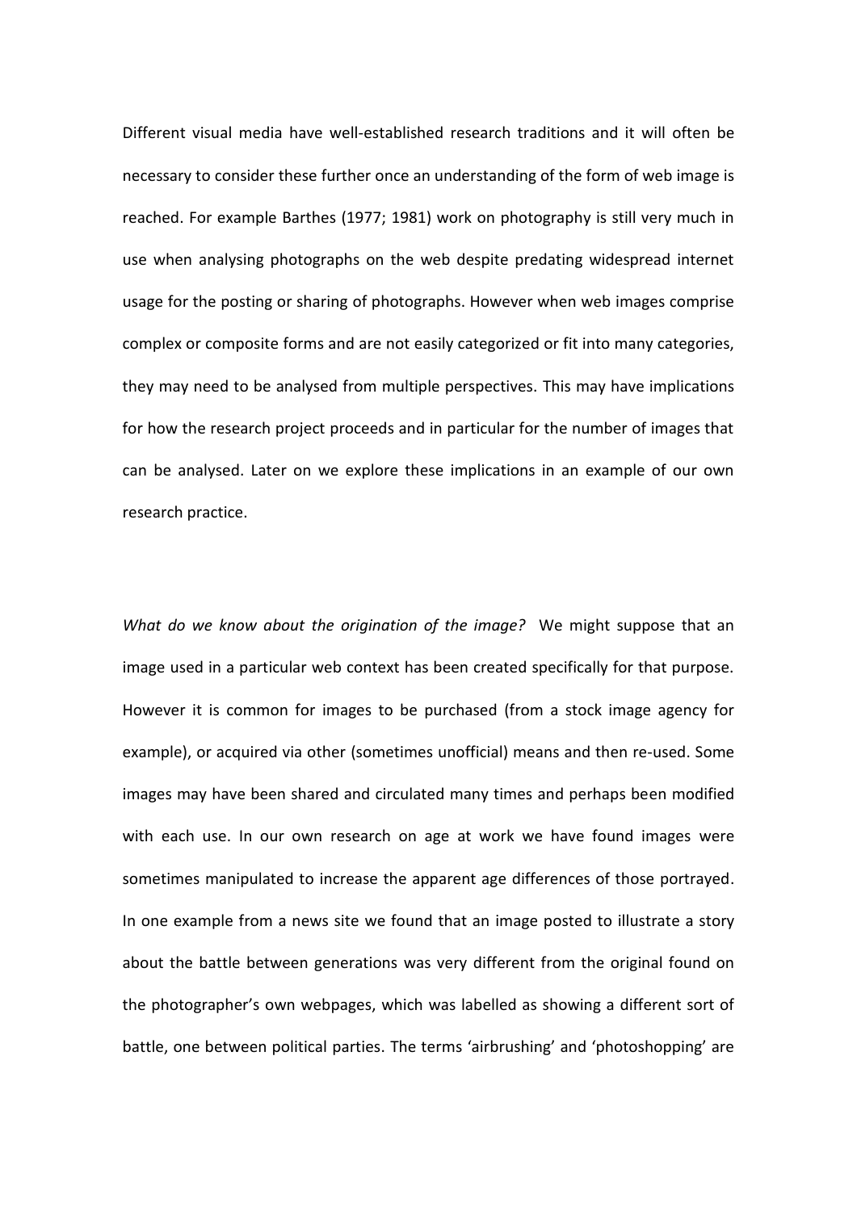Different visual media have well-established research traditions and it will often be necessary to consider these further once an understanding of the form of web image is reached. For example Barthes (1977; 1981) work on photography is still very much in use when analysing photographs on the web despite predating widespread internet usage for the posting or sharing of photographs. However when web images comprise complex or composite forms and are not easily categorized or fit into many categories, they may need to be analysed from multiple perspectives. This may have implications for how the research project proceeds and in particular for the number of images that can be analysed. Later on we explore these implications in an example of our own research practice.

*What do we know about the origination of the image?* We might suppose that an image used in a particular web context has been created specifically for that purpose. However it is common for images to be purchased (from a stock image agency for example), or acquired via other (sometimes unofficial) means and then re-used. Some images may have been shared and circulated many times and perhaps been modified with each use. In our own research on age at work we have found images were sometimes manipulated to increase the apparent age differences of those portrayed. In one example from a news site we found that an image posted to illustrate a story about the battle between generations was very different from the original found on the photographer's own webpages, which was labelled as showing a different sort of battle, one between political parties. The terms 'airbrushing' and 'photoshopping' are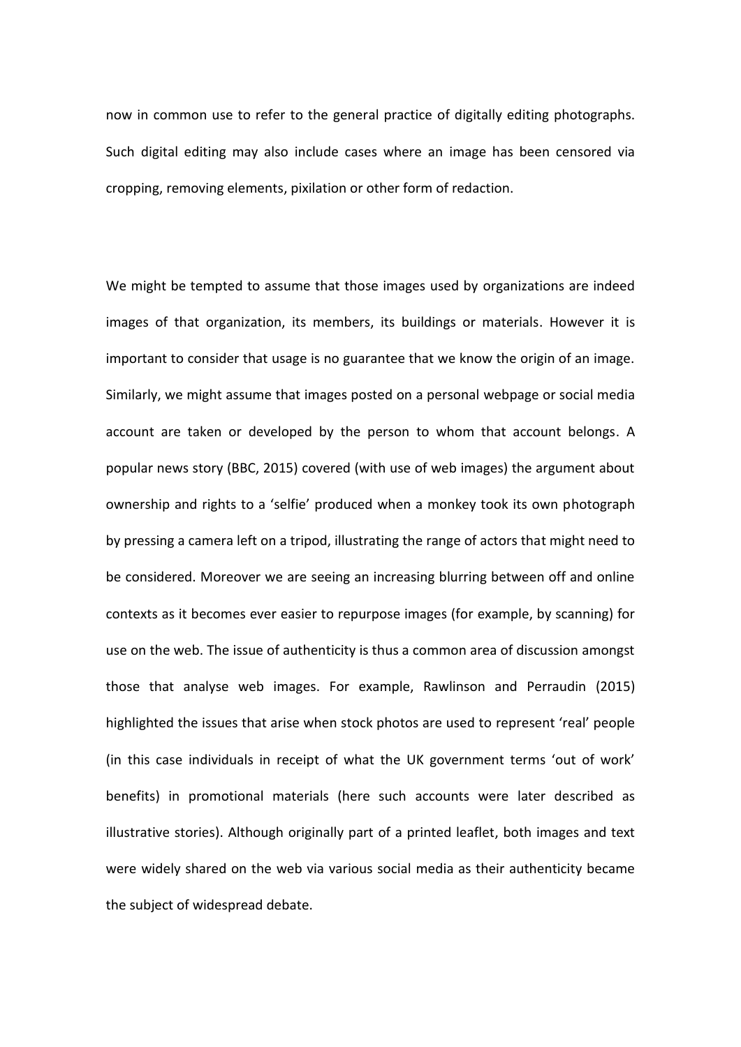now in common use to refer to the general practice of digitally editing photographs. Such digital editing may also include cases where an image has been censored via cropping, removing elements, pixilation or other form of redaction.

We might be tempted to assume that those images used by organizations are indeed images of that organization, its members, its buildings or materials. However it is important to consider that usage is no guarantee that we know the origin of an image. Similarly, we might assume that images posted on a personal webpage or social media account are taken or developed by the person to whom that account belongs. A popular news story (BBC, 2015) covered (with use of web images) the argument about ownership and rights to a 'selfie' produced when a monkey took its own photograph by pressing a camera left on a tripod, illustrating the range of actors that might need to be considered. Moreover we are seeing an increasing blurring between off and online contexts as it becomes ever easier to repurpose images (for example, by scanning) for use on the web. The issue of authenticity is thus a common area of discussion amongst those that analyse web images. For example, Rawlinson and Perraudin (2015) highlighted the issues that arise when stock photos are used to represent 'real' people (in this case individuals in receipt of what the UK government terms 'out of work' benefits) in promotional materials (here such accounts were later described as illustrative stories). Although originally part of a printed leaflet, both images and text were widely shared on the web via various social media as their authenticity became the subject of widespread debate.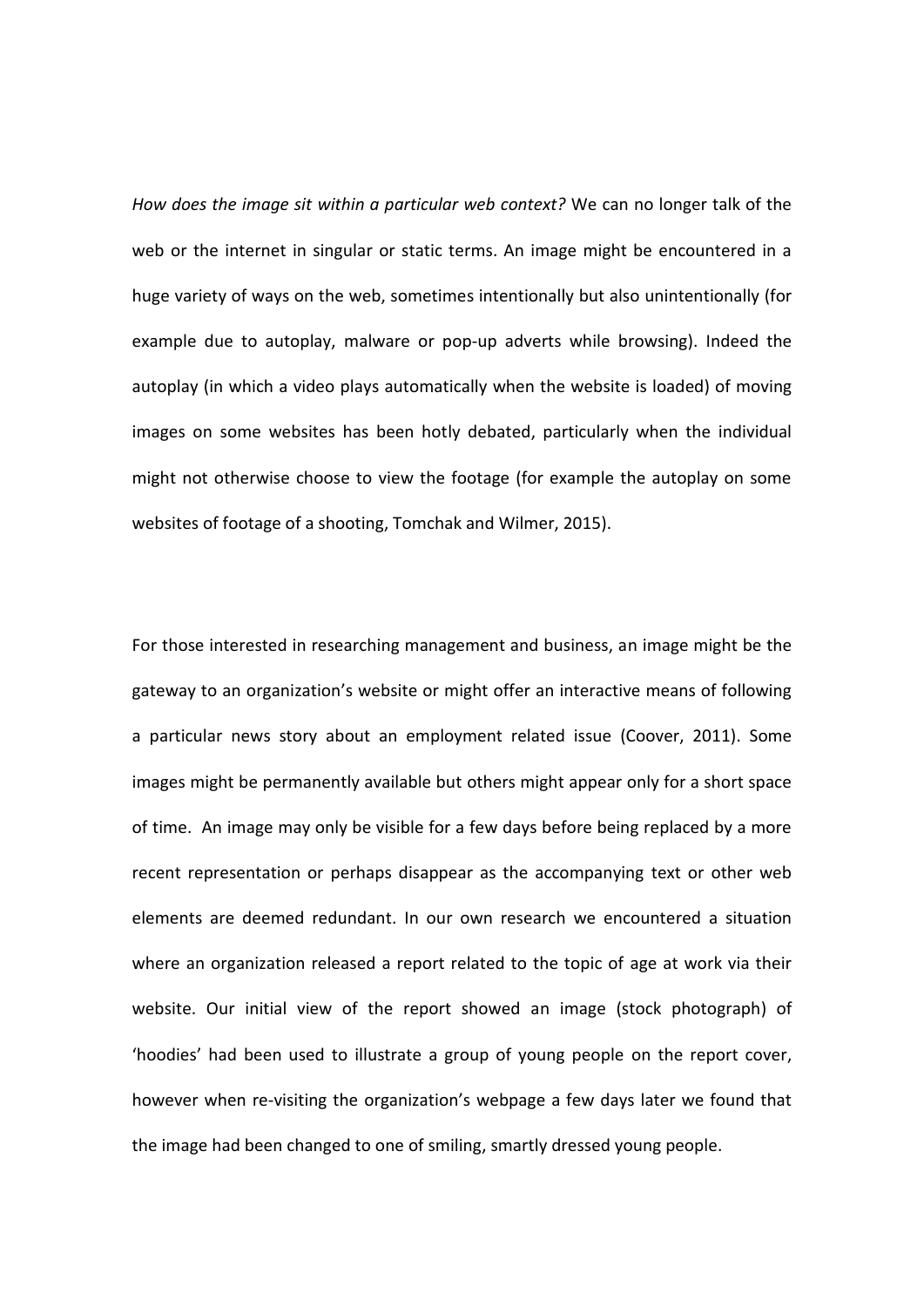*How does the image sit within a particular web context?* We can no longer talk of the web or the internet in singular or static terms. An image might be encountered in a huge variety of ways on the web, sometimes intentionally but also unintentionally (for example due to autoplay, malware or pop-up adverts while browsing). Indeed the autoplay (in which a video plays automatically when the website is loaded) of moving images on some websites has been hotly debated, particularly when the individual might not otherwise choose to view the footage (for example the autoplay on some websites of footage of a shooting, Tomchak and Wilmer, 2015).

For those interested in researching management and business, an image might be the gateway to an organization's website or might offer an interactive means of following a particular news story about an employment related issue (Coover, 2011). Some images might be permanently available but others might appear only for a short space of time. An image may only be visible for a few days before being replaced by a more recent representation or perhaps disappear as the accompanying text or other web elements are deemed redundant. In our own research we encountered a situation where an organization released a report related to the topic of age at work via their website. Our initial view of the report showed an image (stock photograph) of 'hoodies' had been used to illustrate a group of young people on the report cover, however when re-visiting the organization's webpage a few days later we found that the image had been changed to one of smiling, smartly dressed young people.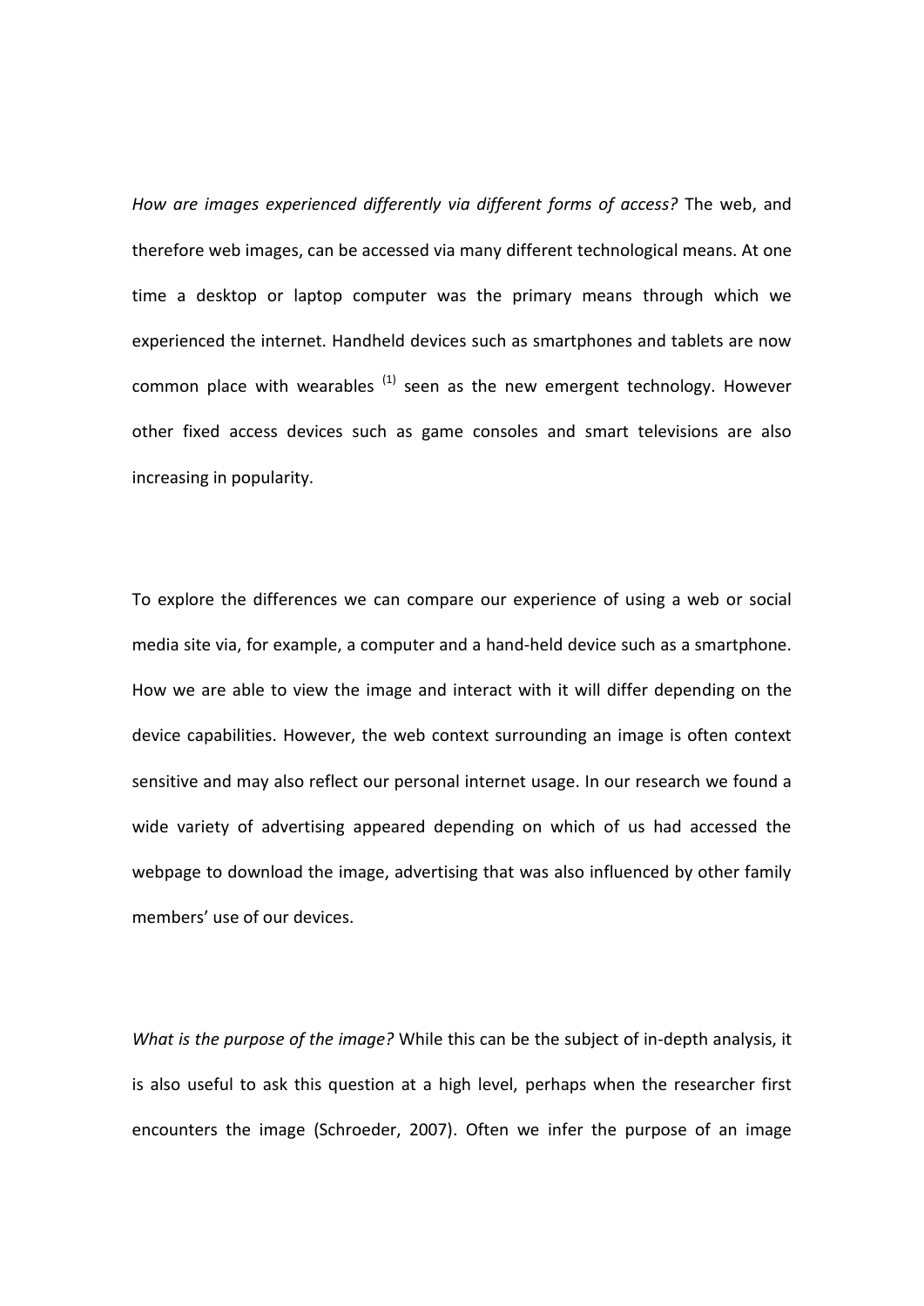*How are images experienced differently via different forms of access?* The web, and therefore web images, can be accessed via many different technological means. At one time a desktop or laptop computer was the primary means through which we experienced the internet. Handheld devices such as smartphones and tablets are now common place with wearables [(1)] seen as the new emergent technology. However other fixed access devices such as game consoles and smart televisions are also increasing in popularity.

To explore the differences we can compare our experience of using a web or social media site via, for example, a computer and a hand-held device such as a smartphone. How we are able to view the image and interact with it will differ depending on the device capabilities. However, the web context surrounding an image is often context sensitive and may also reflect our personal internet usage. In our research we found a wide variety of advertising appeared depending on which of us had accessed the webpage to download the image, advertising that was also influenced by other family members' use of our devices.

*What is the purpose of the image?* While this can be the subject of in-depth analysis, it is also useful to ask this question at a high level, perhaps when the researcher first encounters the image (Schroeder, 2007). Often we infer the purpose of an image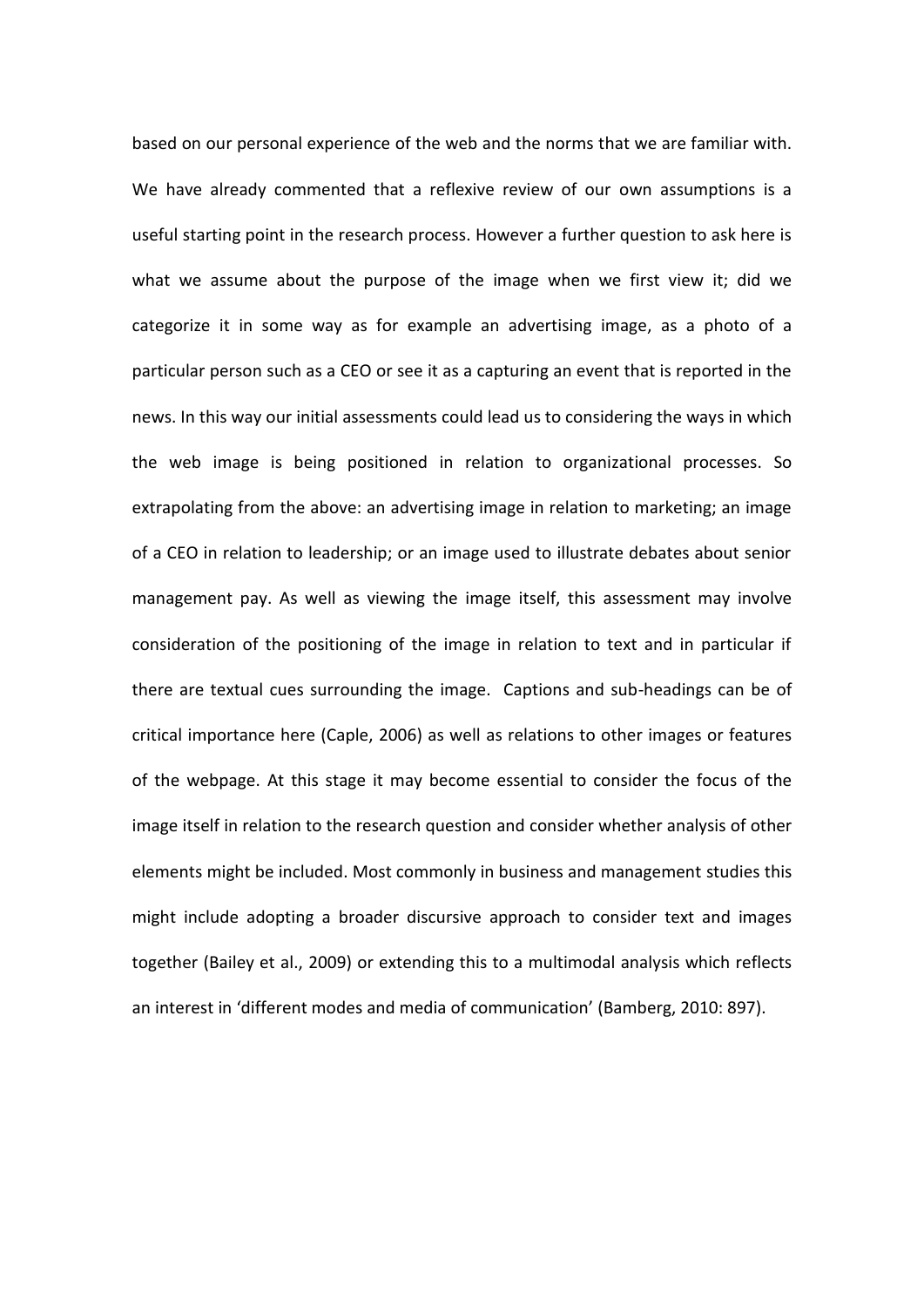based on our personal experience of the web and the norms that we are familiar with. We have already commented that a reflexive review of our own assumptions is a useful starting point in the research process. However a further question to ask here is what we assume about the purpose of the image when we first view it; did we categorize it in some way as for example an advertising image, as a photo of a particular person such as a CEO or see it as a capturing an event that is reported in the news. In this way our initial assessments could lead us to considering the ways in which the web image is being positioned in relation to organizational processes. So extrapolating from the above: an advertising image in relation to marketing; an image of a CEO in relation to leadership; or an image used to illustrate debates about senior management pay. As well as viewing the image itself, this assessment may involve consideration of the positioning of the image in relation to text and in particular if there are textual cues surrounding the image. Captions and sub-headings can be of critical importance here (Caple, 2006) as well as relations to other images or features of the webpage. At this stage it may become essential to consider the focus of the image itself in relation to the research question and consider whether analysis of other elements might be included. Most commonly in business and management studies this might include adopting a broader discursive approach to consider text and images together (Bailey et al., 2009) or extending this to a multimodal analysis which reflects an interest in 'different modes and media of communication' (Bamberg, 2010: 897).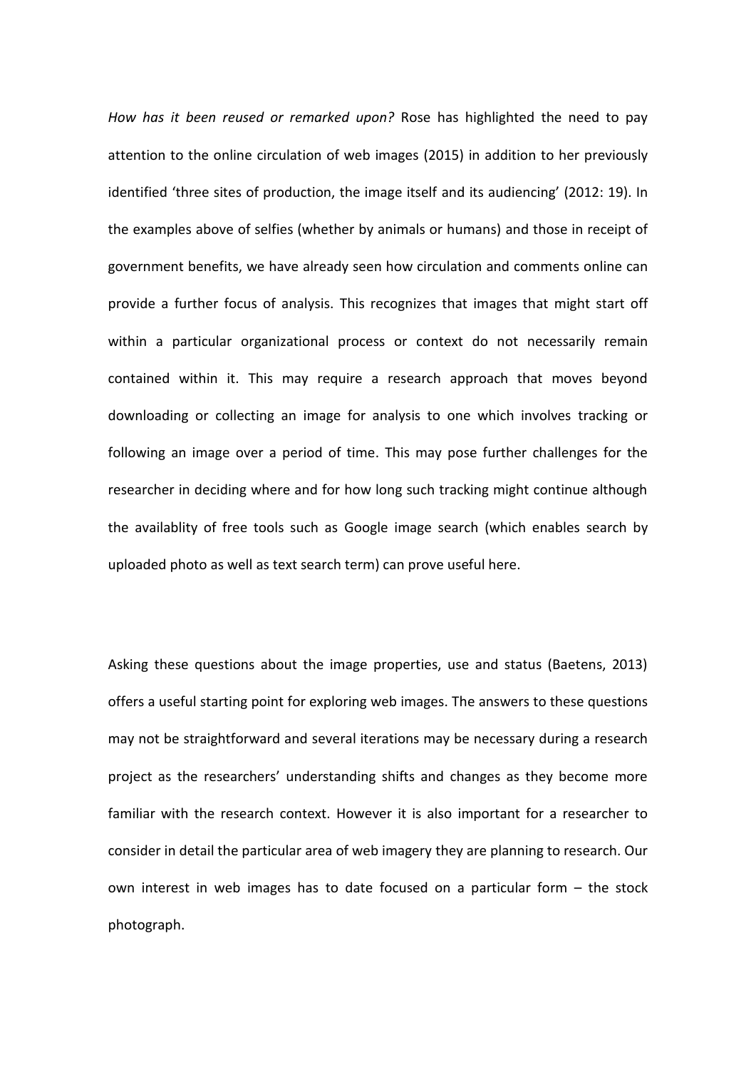*How has it been reused or remarked upon?* Rose has highlighted the need to pay attention to the online circulation of web images (2015) in addition to her previously identified 'three sites of production, the image itself and its audiencing' (2012: 19). In the examples above of selfies (whether by animals or humans) and those in receipt of government benefits, we have already seen how circulation and comments online can provide a further focus of analysis. This recognizes that images that might start off within a particular organizational process or context do not necessarily remain contained within it. This may require a research approach that moves beyond downloading or collecting an image for analysis to one which involves tracking or following an image over a period of time. This may pose further challenges for the researcher in deciding where and for how long such tracking might continue although the availablity of free tools such as Google image search (which enables search by uploaded photo as well as text search term) can prove useful here.

Asking these questions about the image properties, use and status (Baetens, 2013) offers a useful starting point for exploring web images. The answers to these questions may not be straightforward and several iterations may be necessary during a research project as the researchers' understanding shifts and changes as they become more familiar with the research context. However it is also important for a researcher to consider in detail the particular area of web imagery they are planning to research. Our own interest in web images has to date focused on a particular form – the stock photograph.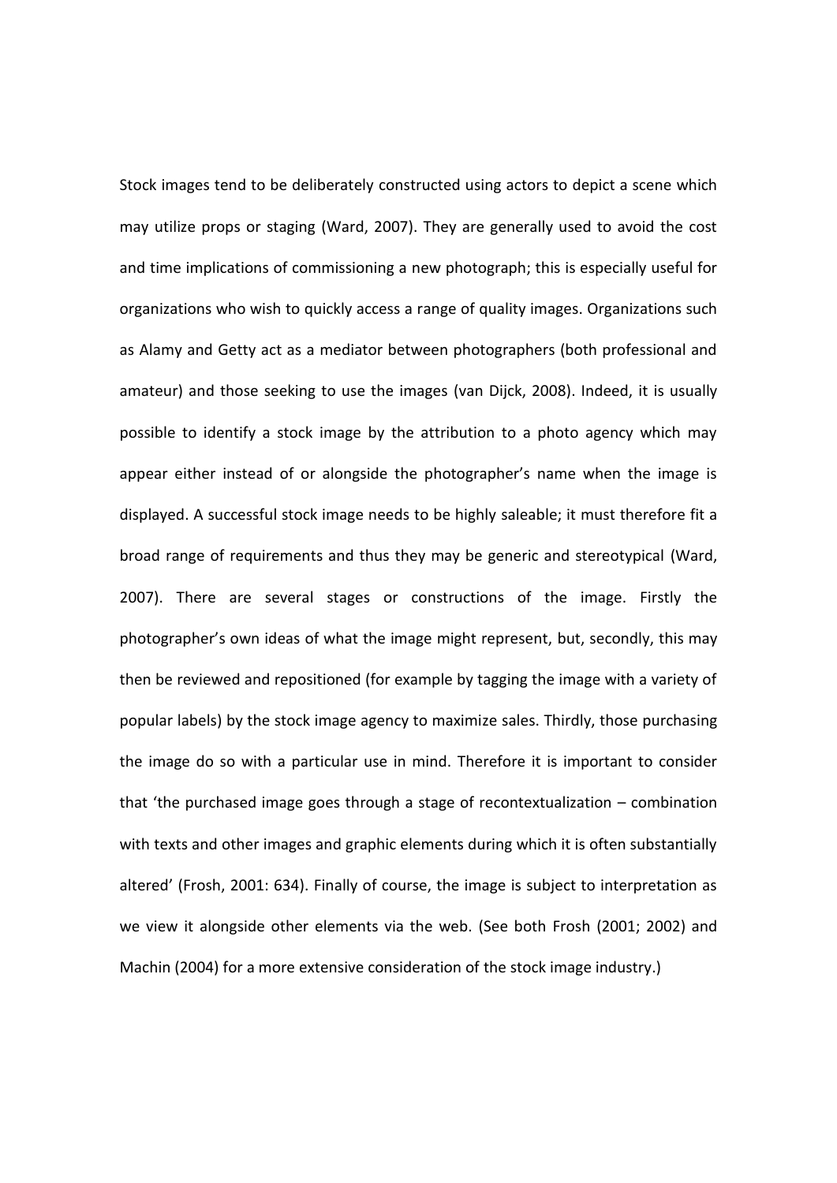Stock images tend to be deliberately constructed using actors to depict a scene which may utilize props or staging (Ward, 2007). They are generally used to avoid the cost and time implications of commissioning a new photograph; this is especially useful for organizations who wish to quickly access a range of quality images. Organizations such as Alamy and Getty act as a mediator between photographers (both professional and amateur) and those seeking to use the images (van Dijck, 2008). Indeed, it is usually possible to identify a stock image by the attribution to a photo agency which may appear either instead of or alongside the photographer's name when the image is displayed. A successful stock image needs to be highly saleable; it must therefore fit a broad range of requirements and thus they may be generic and stereotypical (Ward, 2007). There are several stages or constructions of the image. Firstly the photographer's own ideas of what the image might represent, but, secondly, this may then be reviewed and repositioned (for example by tagging the image with a variety of popular labels) by the stock image agency to maximize sales. Thirdly, those purchasing the image do so with a particular use in mind. Therefore it is important to consider that 'the purchased image goes through a stage of recontextualization – combination with texts and other images and graphic elements during which it is often substantially altered' (Frosh, 2001: 634). Finally of course, the image is subject to interpretation as we view it alongside other elements via the web. (See both Frosh (2001; 2002) and Machin (2004) for a more extensive consideration of the stock image industry.)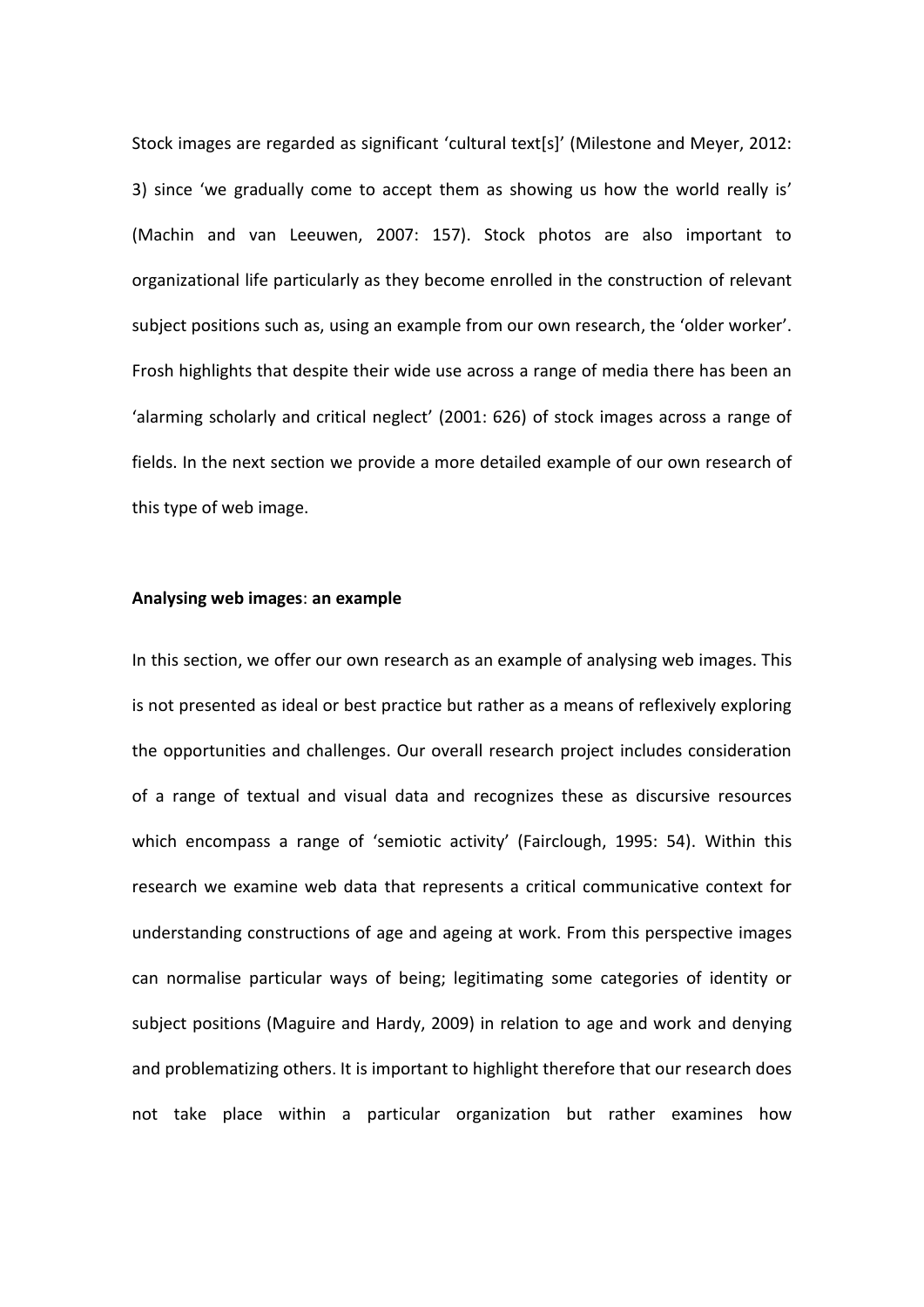Stock images are regarded as significant 'cultural text[s]' (Milestone and Meyer, 2012: 3) since 'we gradually come to accept them as showing us how the world really is' (Machin and van Leeuwen, 2007: 157). Stock photos are also important to organizational life particularly as they become enrolled in the construction of relevant subject positions such as, using an example from our own research, the 'older worker'. Frosh highlights that despite their wide use across a range of media there has been an 'alarming scholarly and critical neglect' (2001: 626) of stock images across a range of fields. In the next section we provide a more detailed example of our own research of this type of web image.

**Analysing web images**: **an example**

In this section, we offer our own research as an example of analysing web images. This is not presented as ideal or best practice but rather as a means of reflexively exploring the opportunities and challenges. Our overall research project includes consideration of a range of textual and visual data and recognizes these as discursive resources which encompass a range of 'semiotic activity' (Fairclough, 1995: 54). Within this research we examine web data that represents a critical communicative context for understanding constructions of age and ageing at work. From this perspective images can normalise particular ways of being; legitimating some categories of identity or subject positions (Maguire and Hardy, 2009) in relation to age and work and denying and problematizing others. It is important to highlight therefore that our research does not take place within a particular organization but rather examines how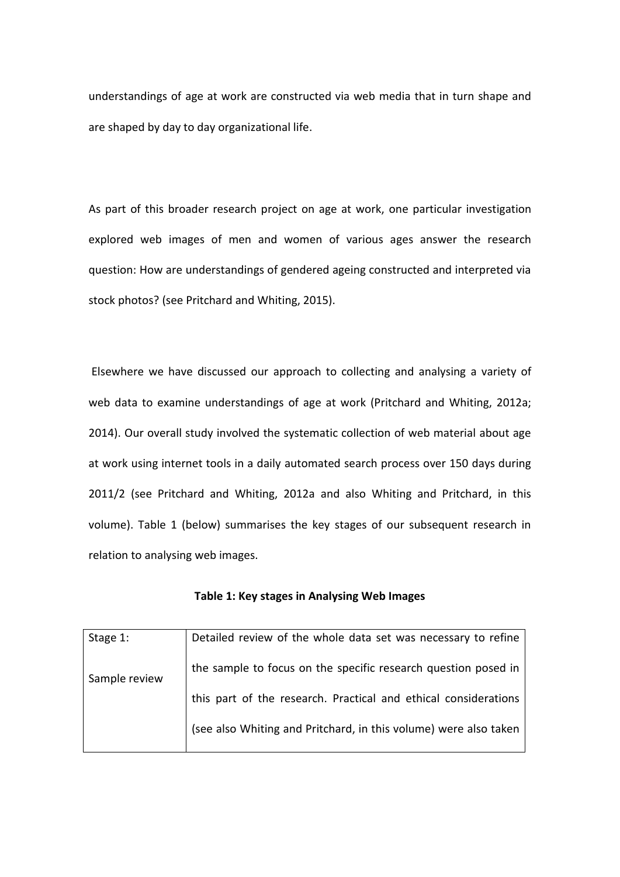understandings of age at work are constructed via web media that in turn shape and are shaped by day to day organizational life.

As part of this broader research project on age at work, one particular investigation explored web images of men and women of various ages answer the research question: How are understandings of gendered ageing constructed and interpreted via stock photos? (see Pritchard and Whiting, 2015).

Elsewhere we have discussed our approach to collecting and analysing a variety of web data to examine understandings of age at work (Pritchard and Whiting, 2012a; 2014). Our overall study involved the systematic collection of web material about age at work using internet tools in a daily automated search process over 150 days during 2011/2 (see Pritchard and Whiting, 2012a and also Whiting and Pritchard, in this volume). Table 1 (below) summarises the key stages of our subsequent research in relation to analysing web images.

**Table 1: Key stages in Analysing Web Images**

| | |
|---|---|
| Stage 1:<br><br>Sample review | Detailed review of the whole data set was necessary to refine the sample to focus on the specific research question posed in this part of the research. Practical and ethical considerations (see also Whiting and Pritchard, in this volume) were also taken |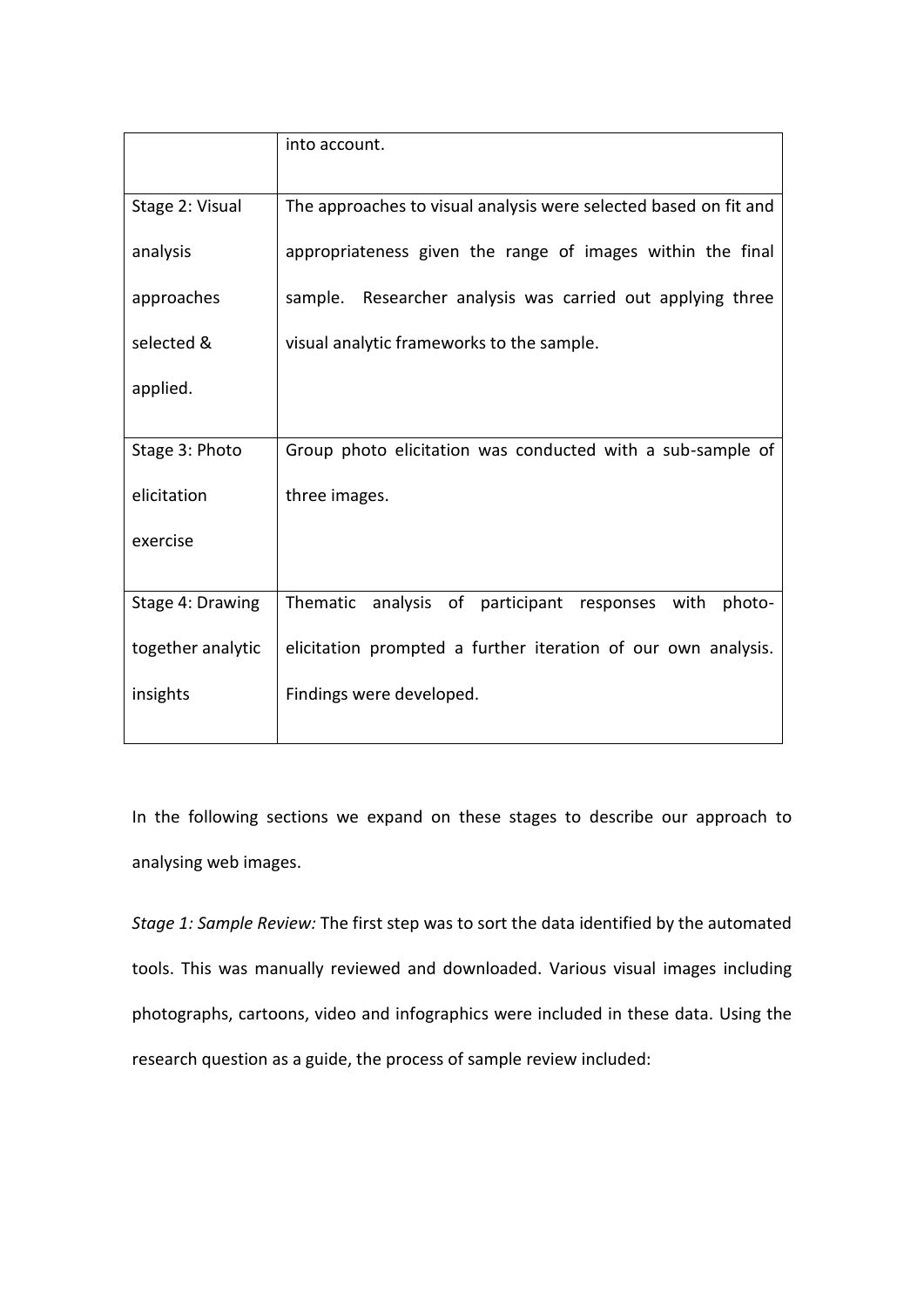| | |
|---|---|
| | into account. |
| Stage 2: Visual analysis approaches selected & applied. | The approaches to visual analysis were selected based on fit and appropriateness given the range of images within the final sample. Researcher analysis was carried out applying three visual analytic frameworks to the sample. |
| Stage 3: Photo elicitation exercise | Group photo elicitation was conducted with a sub-sample of three images. |
| Stage 4: Drawing together analytic insights | Thematic analysis of participant responses with photo-elicitation prompted a further iteration of our own analysis. Findings were developed. |

In the following sections we expand on these stages to describe our approach to analysing web images.

*Stage 1: Sample Review:* The first step was to sort the data identified by the automated tools. This was manually reviewed and downloaded. Various visual images including photographs, cartoons, video and infographics were included in these data. Using the research question as a guide, the process of sample review included: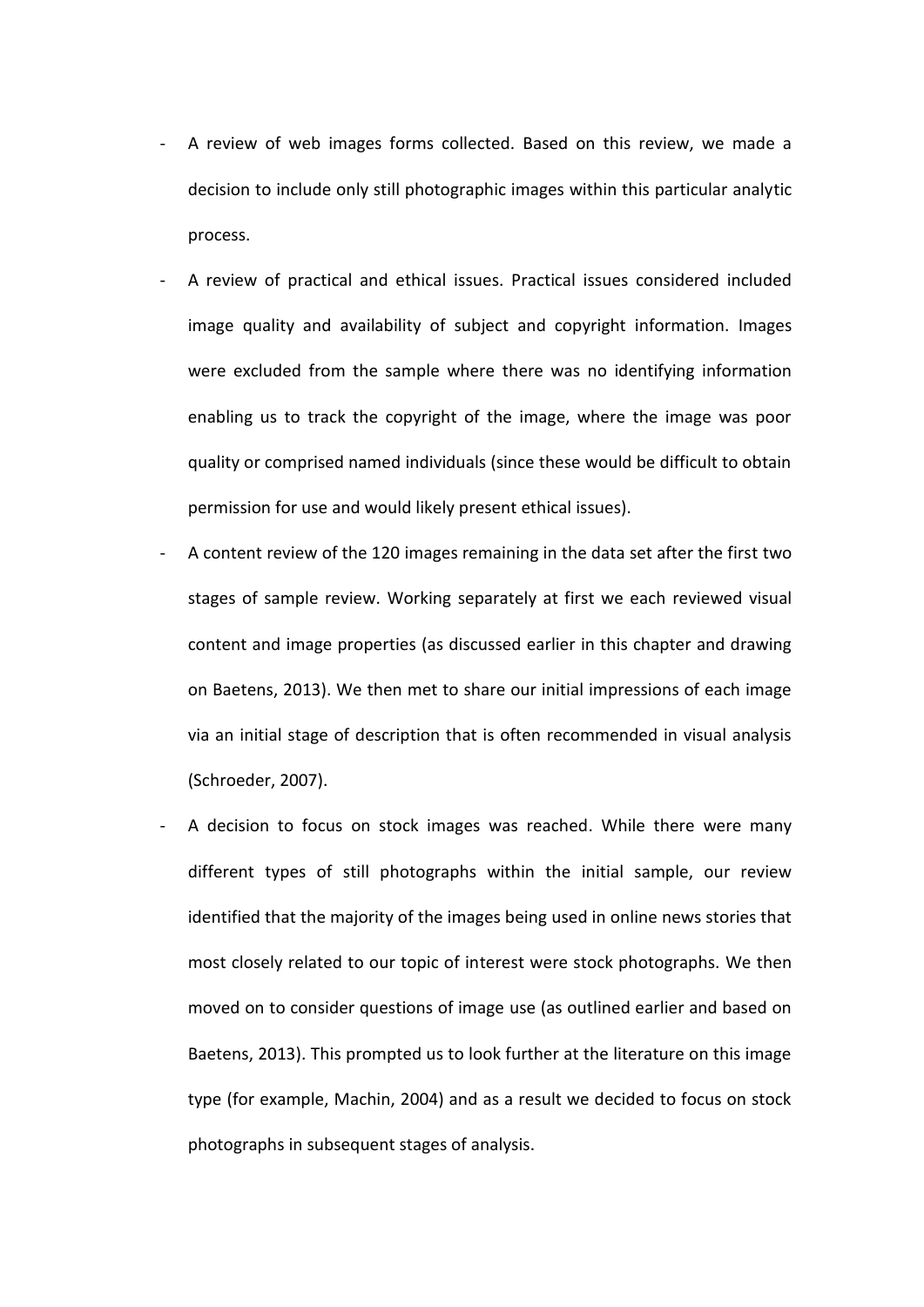- A review of web images forms collected. Based on this review, we made a decision to include only still photographic images within this particular analytic process.
- A review of practical and ethical issues. Practical issues considered included image quality and availability of subject and copyright information. Images were excluded from the sample where there was no identifying information enabling us to track the copyright of the image, where the image was poor quality or comprised named individuals (since these would be difficult to obtain permission for use and would likely present ethical issues).
- A content review of the 120 images remaining in the data set after the first two stages of sample review. Working separately at first we each reviewed visual content and image properties (as discussed earlier in this chapter and drawing on Baetens, 2013). We then met to share our initial impressions of each image via an initial stage of description that is often recommended in visual analysis (Schroeder, 2007).
- A decision to focus on stock images was reached. While there were many different types of still photographs within the initial sample, our review identified that the majority of the images being used in online news stories that most closely related to our topic of interest were stock photographs. We then moved on to consider questions of image use (as outlined earlier and based on Baetens, 2013). This prompted us to look further at the literature on this image type (for example, Machin, 2004) and as a result we decided to focus on stock photographs in subsequent stages of analysis.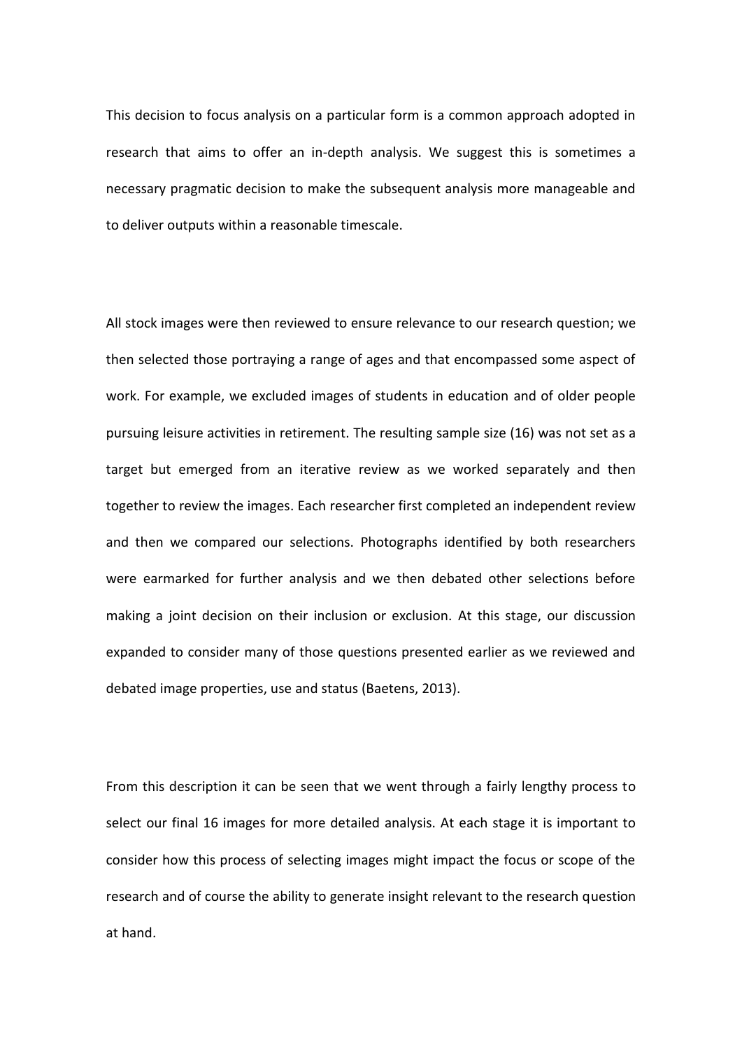This decision to focus analysis on a particular form is a common approach adopted in research that aims to offer an in-depth analysis. We suggest this is sometimes a necessary pragmatic decision to make the subsequent analysis more manageable and to deliver outputs within a reasonable timescale.

All stock images were then reviewed to ensure relevance to our research question; we then selected those portraying a range of ages and that encompassed some aspect of work. For example, we excluded images of students in education and of older people pursuing leisure activities in retirement. The resulting sample size (16) was not set as a target but emerged from an iterative review as we worked separately and then together to review the images. Each researcher first completed an independent review and then we compared our selections. Photographs identified by both researchers were earmarked for further analysis and we then debated other selections before making a joint decision on their inclusion or exclusion. At this stage, our discussion expanded to consider many of those questions presented earlier as we reviewed and debated image properties, use and status (Baetens, 2013).

From this description it can be seen that we went through a fairly lengthy process to select our final 16 images for more detailed analysis. At each stage it is important to consider how this process of selecting images might impact the focus or scope of the research and of course the ability to generate insight relevant to the research question at hand.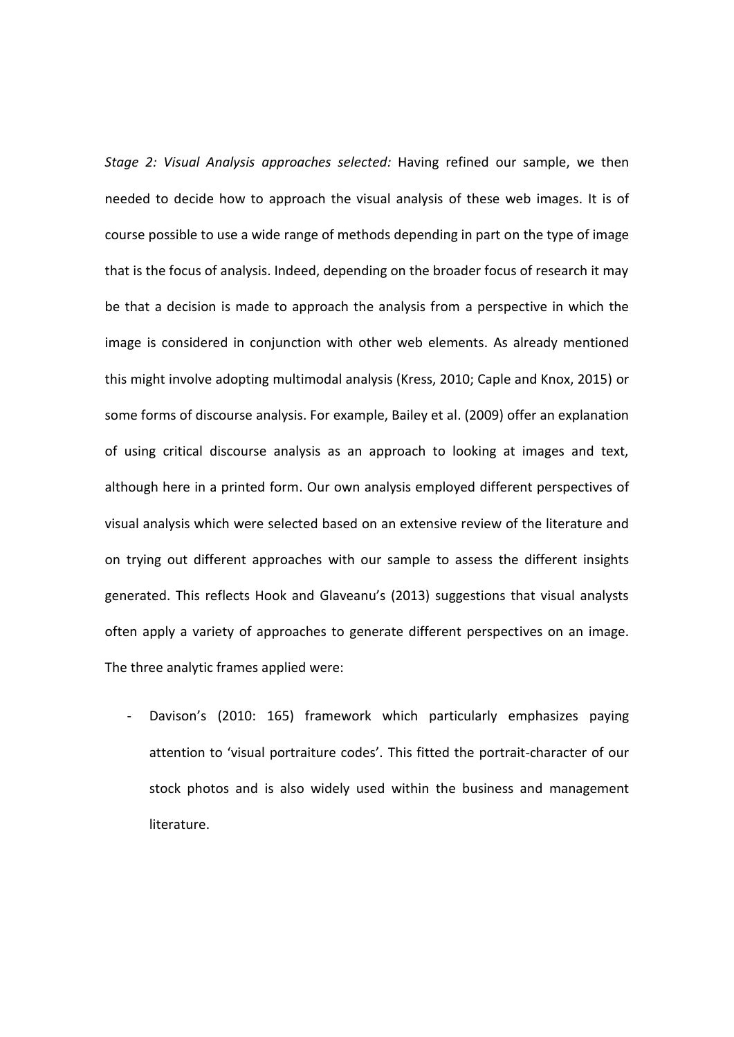*Stage 2: Visual Analysis approaches selected:* Having refined our sample, we then needed to decide how to approach the visual analysis of these web images. It is of course possible to use a wide range of methods depending in part on the type of image that is the focus of analysis. Indeed, depending on the broader focus of research it may be that a decision is made to approach the analysis from a perspective in which the image is considered in conjunction with other web elements. As already mentioned this might involve adopting multimodal analysis (Kress, 2010; Caple and Knox, 2015) or some forms of discourse analysis. For example, Bailey et al. (2009) offer an explanation of using critical discourse analysis as an approach to looking at images and text, although here in a printed form. Our own analysis employed different perspectives of visual analysis which were selected based on an extensive review of the literature and on trying out different approaches with our sample to assess the different insights generated. This reflects Hook and Glaveanu's (2013) suggestions that visual analysts often apply a variety of approaches to generate different perspectives on an image. The three analytic frames applied were:

- Davison's (2010: 165) framework which particularly emphasizes paying attention to 'visual portraiture codes'. This fitted the portrait-character of our stock photos and is also widely used within the business and management literature.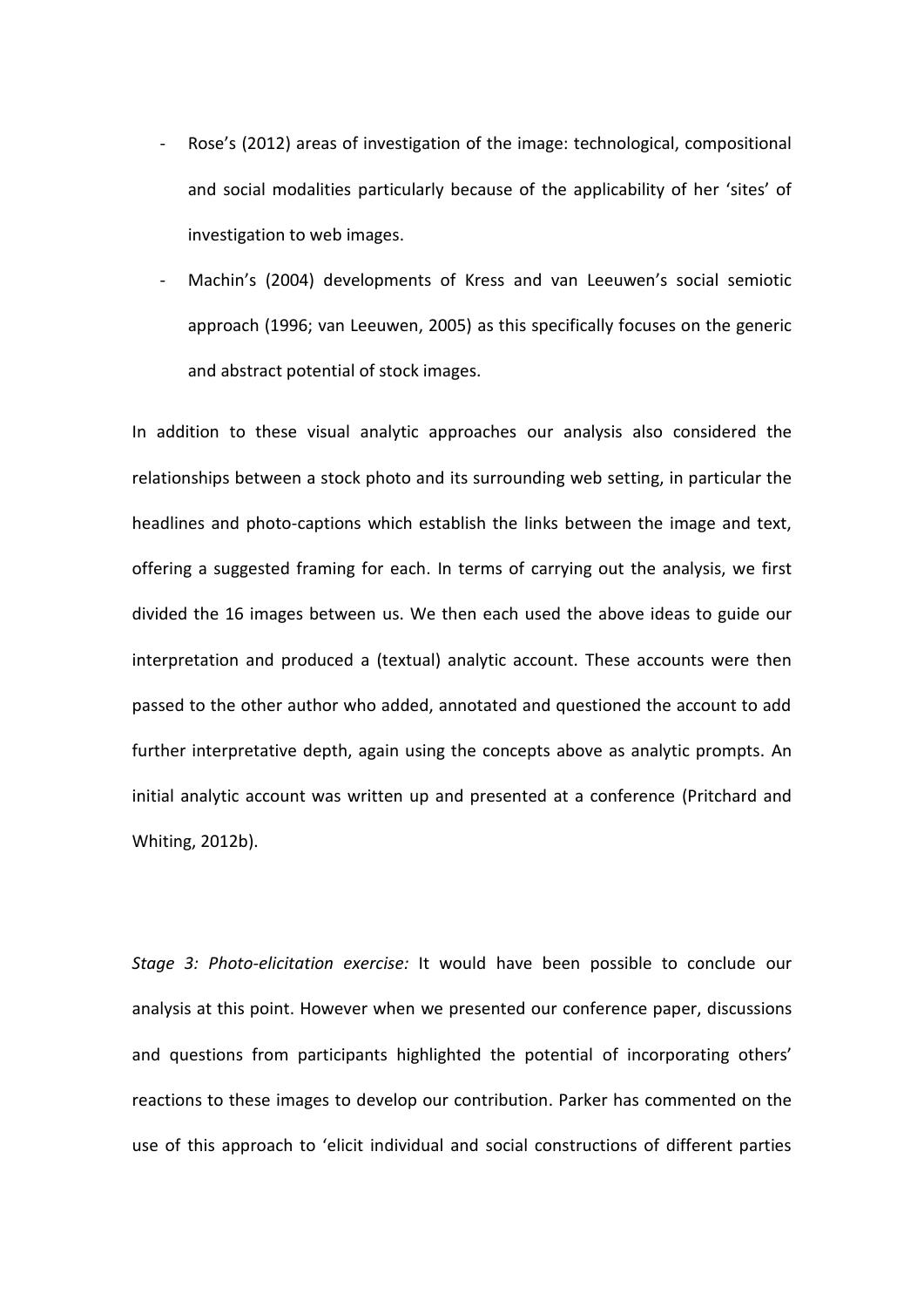- Rose's (2012) areas of investigation of the image: technological, compositional and social modalities particularly because of the applicability of her 'sites' of investigation to web images.
- Machin's (2004) developments of Kress and van Leeuwen's social semiotic approach (1996; van Leeuwen, 2005) as this specifically focuses on the generic and abstract potential of stock images.

In addition to these visual analytic approaches our analysis also considered the relationships between a stock photo and its surrounding web setting, in particular the headlines and photo-captions which establish the links between the image and text, offering a suggested framing for each. In terms of carrying out the analysis, we first divided the 16 images between us. We then each used the above ideas to guide our interpretation and produced a (textual) analytic account. These accounts were then passed to the other author who added, annotated and questioned the account to add further interpretative depth, again using the concepts above as analytic prompts. An initial analytic account was written up and presented at a conference (Pritchard and Whiting, 2012b).

*Stage 3: Photo-elicitation exercise:* It would have been possible to conclude our analysis at this point. However when we presented our conference paper, discussions and questions from participants highlighted the potential of incorporating others' reactions to these images to develop our contribution. Parker has commented on the use of this approach to 'elicit individual and social constructions of different parties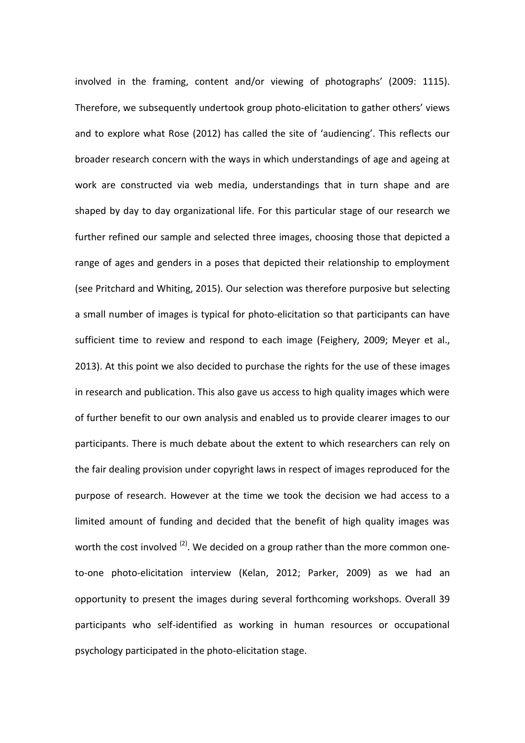involved in the framing, content and/or viewing of photographs' (2009: 1115). Therefore, we subsequently undertook group photo-elicitation to gather others' views and to explore what Rose (2012) has called the site of 'audiencing'. This reflects our broader research concern with the ways in which understandings of age and ageing at work are constructed via web media, understandings that in turn shape and are shaped by day to day organizational life. For this particular stage of our research we further refined our sample and selected three images, choosing those that depicted a range of ages and genders in a poses that depicted their relationship to employment (see Pritchard and Whiting, 2015). Our selection was therefore purposive but selecting a small number of images is typical for photo-elicitation so that participants can have sufficient time to review and respond to each image (Feighery, 2009; Meyer et al., 2013). At this point we also decided to purchase the rights for the use of these images in research and publication. This also gave us access to high quality images which were of further benefit to our own analysis and enabled us to provide clearer images to our participants. There is much debate about the extent to which researchers can rely on the fair dealing provision under copyright laws in respect of images reproduced for the purpose of research. However at the time we took the decision we had access to a limited amount of funding and decided that the benefit of high quality images was worth the cost involved [(2)]. We decided on a group rather than the more common one-to-one photo-elicitation interview (Kelan, 2012; Parker, 2009) as we had an opportunity to present the images during several forthcoming workshops. Overall 39 participants who self-identified as working in human resources or occupational psychology participated in the photo-elicitation stage.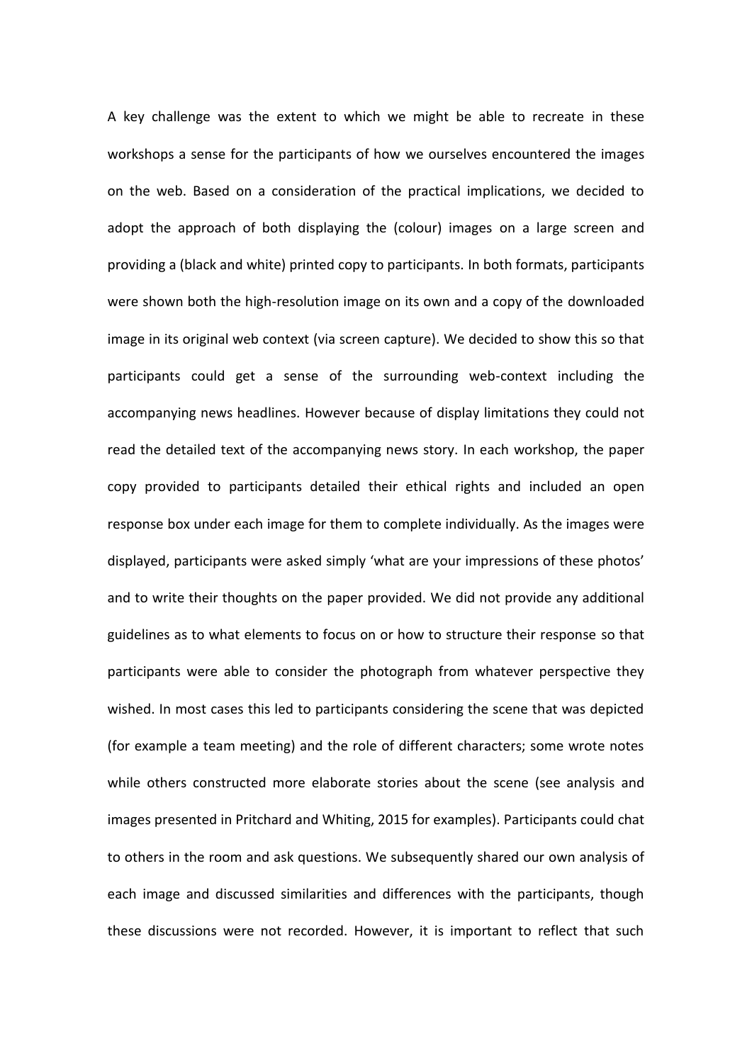A key challenge was the extent to which we might be able to recreate in these workshops a sense for the participants of how we ourselves encountered the images on the web. Based on a consideration of the practical implications, we decided to adopt the approach of both displaying the (colour) images on a large screen and providing a (black and white) printed copy to participants. In both formats, participants were shown both the high-resolution image on its own and a copy of the downloaded image in its original web context (via screen capture). We decided to show this so that participants could get a sense of the surrounding web-context including the accompanying news headlines. However because of display limitations they could not read the detailed text of the accompanying news story. In each workshop, the paper copy provided to participants detailed their ethical rights and included an open response box under each image for them to complete individually. As the images were displayed, participants were asked simply 'what are your impressions of these photos' and to write their thoughts on the paper provided. We did not provide any additional guidelines as to what elements to focus on or how to structure their response so that participants were able to consider the photograph from whatever perspective they wished. In most cases this led to participants considering the scene that was depicted (for example a team meeting) and the role of different characters; some wrote notes while others constructed more elaborate stories about the scene (see analysis and images presented in Pritchard and Whiting, 2015 for examples). Participants could chat to others in the room and ask questions. We subsequently shared our own analysis of each image and discussed similarities and differences with the participants, though these discussions were not recorded. However, it is important to reflect that such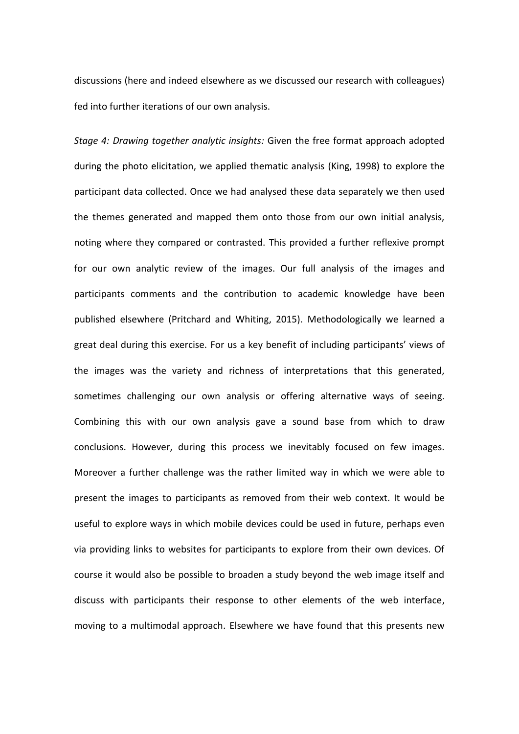discussions (here and indeed elsewhere as we discussed our research with colleagues) fed into further iterations of our own analysis.

*Stage 4: Drawing together analytic insights:* Given the free format approach adopted during the photo elicitation, we applied thematic analysis (King, 1998) to explore the participant data collected. Once we had analysed these data separately we then used the themes generated and mapped them onto those from our own initial analysis, noting where they compared or contrasted. This provided a further reflexive prompt for our own analytic review of the images. Our full analysis of the images and participants comments and the contribution to academic knowledge have been published elsewhere (Pritchard and Whiting, 2015). Methodologically we learned a great deal during this exercise. For us a key benefit of including participants' views of the images was the variety and richness of interpretations that this generated, sometimes challenging our own analysis or offering alternative ways of seeing. Combining this with our own analysis gave a sound base from which to draw conclusions. However, during this process we inevitably focused on few images. Moreover a further challenge was the rather limited way in which we were able to present the images to participants as removed from their web context. It would be useful to explore ways in which mobile devices could be used in future, perhaps even via providing links to websites for participants to explore from their own devices. Of course it would also be possible to broaden a study beyond the web image itself and discuss with participants their response to other elements of the web interface, moving to a multimodal approach. Elsewhere we have found that this presents new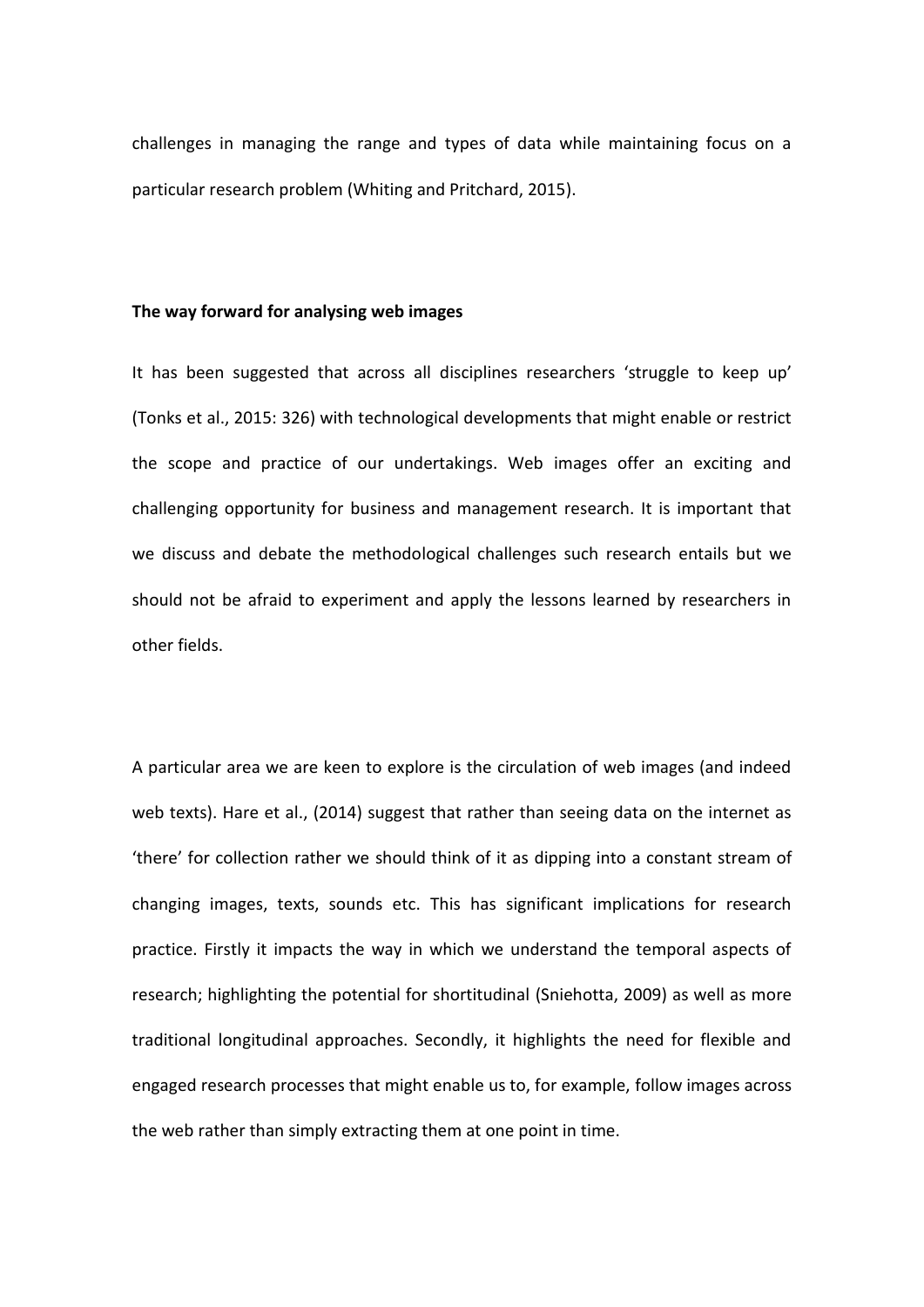challenges in managing the range and types of data while maintaining focus on a particular research problem (Whiting and Pritchard, 2015).

**The way forward for analysing web images**

It has been suggested that across all disciplines researchers 'struggle to keep up' (Tonks et al., 2015: 326) with technological developments that might enable or restrict the scope and practice of our undertakings. Web images offer an exciting and challenging opportunity for business and management research. It is important that we discuss and debate the methodological challenges such research entails but we should not be afraid to experiment and apply the lessons learned by researchers in other fields.

A particular area we are keen to explore is the circulation of web images (and indeed web texts). Hare et al., (2014) suggest that rather than seeing data on the internet as 'there' for collection rather we should think of it as dipping into a constant stream of changing images, texts, sounds etc. This has significant implications for research practice. Firstly it impacts the way in which we understand the temporal aspects of research; highlighting the potential for shortitudinal (Sniehotta, 2009) as well as more traditional longitudinal approaches. Secondly, it highlights the need for flexible and engaged research processes that might enable us to, for example, follow images across the web rather than simply extracting them at one point in time.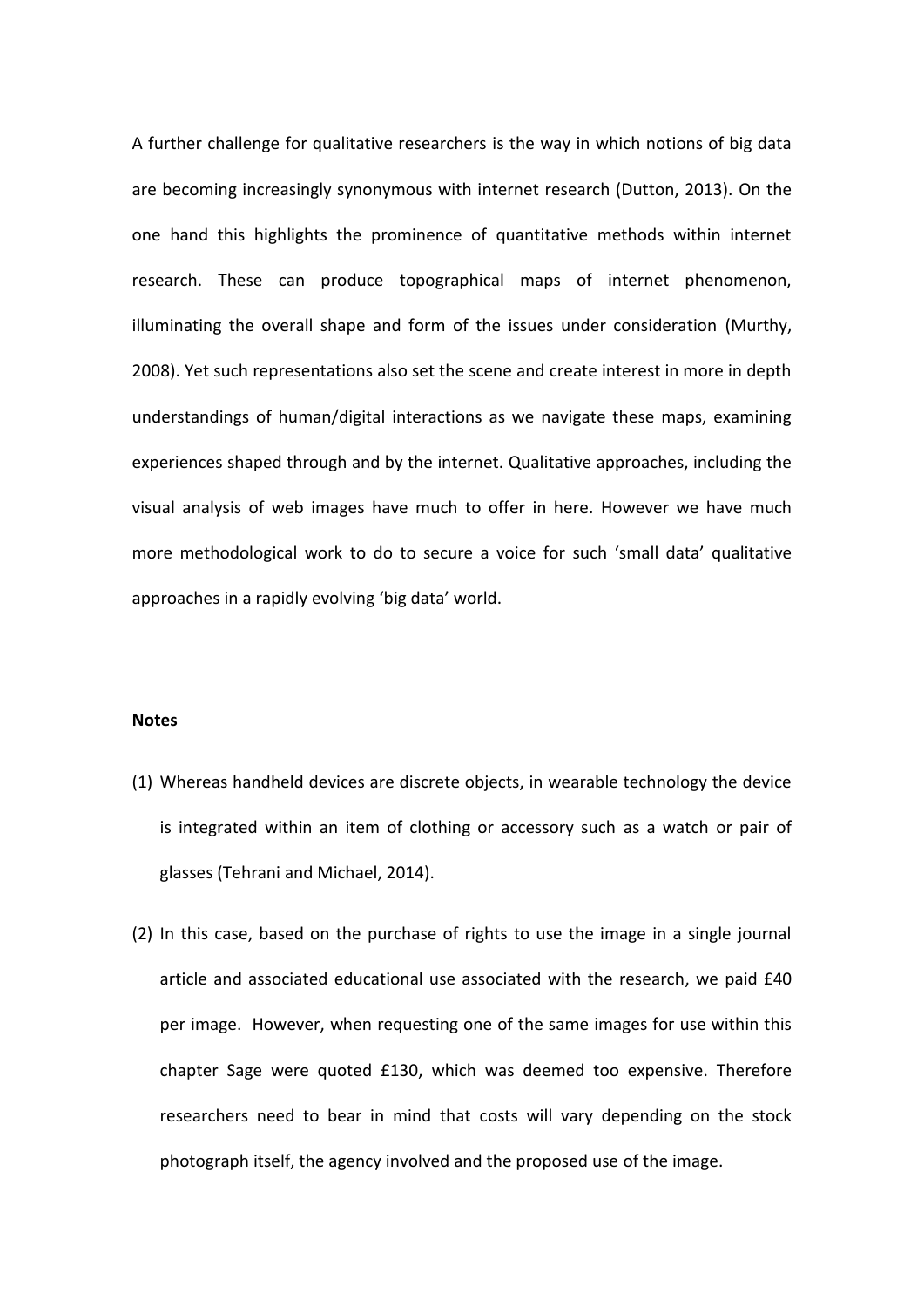A further challenge for qualitative researchers is the way in which notions of big data are becoming increasingly synonymous with internet research (Dutton, 2013). On the one hand this highlights the prominence of quantitative methods within internet research. These can produce topographical maps of internet phenomenon, illuminating the overall shape and form of the issues under consideration (Murthy, 2008). Yet such representations also set the scene and create interest in more in depth understandings of human/digital interactions as we navigate these maps, examining experiences shaped through and by the internet. Qualitative approaches, including the visual analysis of web images have much to offer in here. However we have much more methodological work to do to secure a voice for such 'small data' qualitative approaches in a rapidly evolving 'big data' world.

**Notes**

(1) Whereas handheld devices are discrete objects, in wearable technology the device is integrated within an item of clothing or accessory such as a watch or pair of glasses (Tehrani and Michael, 2014).

(2) In this case, based on the purchase of rights to use the image in a single journal article and associated educational use associated with the research, we paid £40 per image. However, when requesting one of the same images for use within this chapter Sage were quoted £130, which was deemed too expensive. Therefore researchers need to bear in mind that costs will vary depending on the stock photograph itself, the agency involved and the proposed use of the image.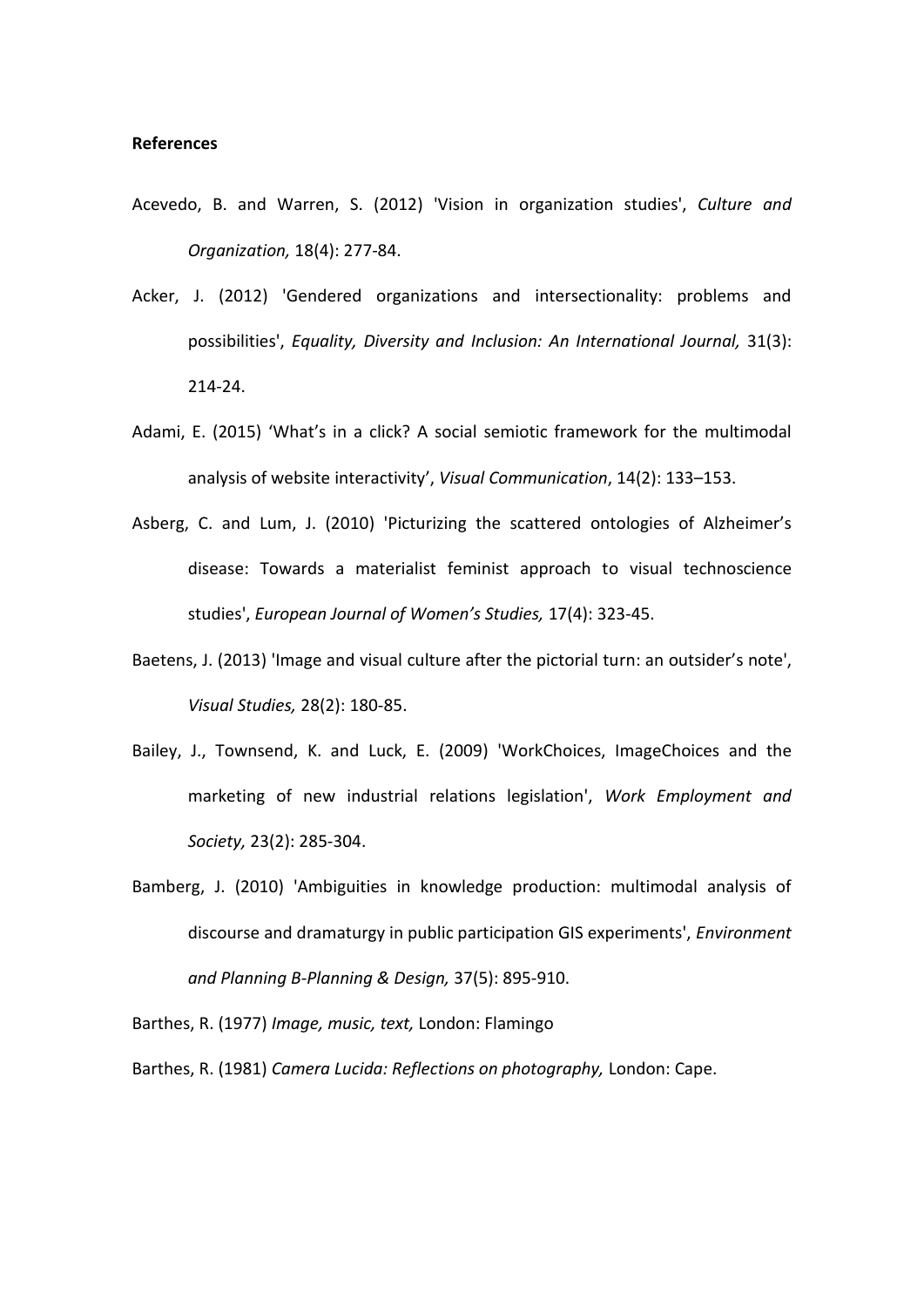**References**

Acevedo, B. and Warren, S. (2012) 'Vision in organization studies', *Culture and Organization,* 18(4): 277-84.

Acker, J. (2012) 'Gendered organizations and intersectionality: problems and possibilities', *Equality, Diversity and Inclusion: An International Journal,* 31(3): 214-24.

Adami, E. (2015) 'What's in a click? A social semiotic framework for the multimodal analysis of website interactivity', *Visual Communication*, 14(2): 133–153.

Asberg, C. and Lum, J. (2010) 'Picturizing the scattered ontologies of Alzheimer's disease: Towards a materialist feminist approach to visual technoscience studies', *European Journal of Women's Studies,* 17(4): 323-45.

Baetens, J. (2013) 'Image and visual culture after the pictorial turn: an outsider's note', *Visual Studies,* 28(2): 180-85.

Bailey, J., Townsend, K. and Luck, E. (2009) 'WorkChoices, ImageChoices and the marketing of new industrial relations legislation', *Work Employment and Society,* 23(2): 285-304.

Bamberg, J. (2010) 'Ambiguities in knowledge production: multimodal analysis of discourse and dramaturgy in public participation GIS experiments', *Environment and Planning B-Planning & Design,* 37(5): 895-910.

Barthes, R. (1977) *Image, music, text,* London: Flamingo

Barthes, R. (1981) *Camera Lucida: Reflections on photography,* London: Cape.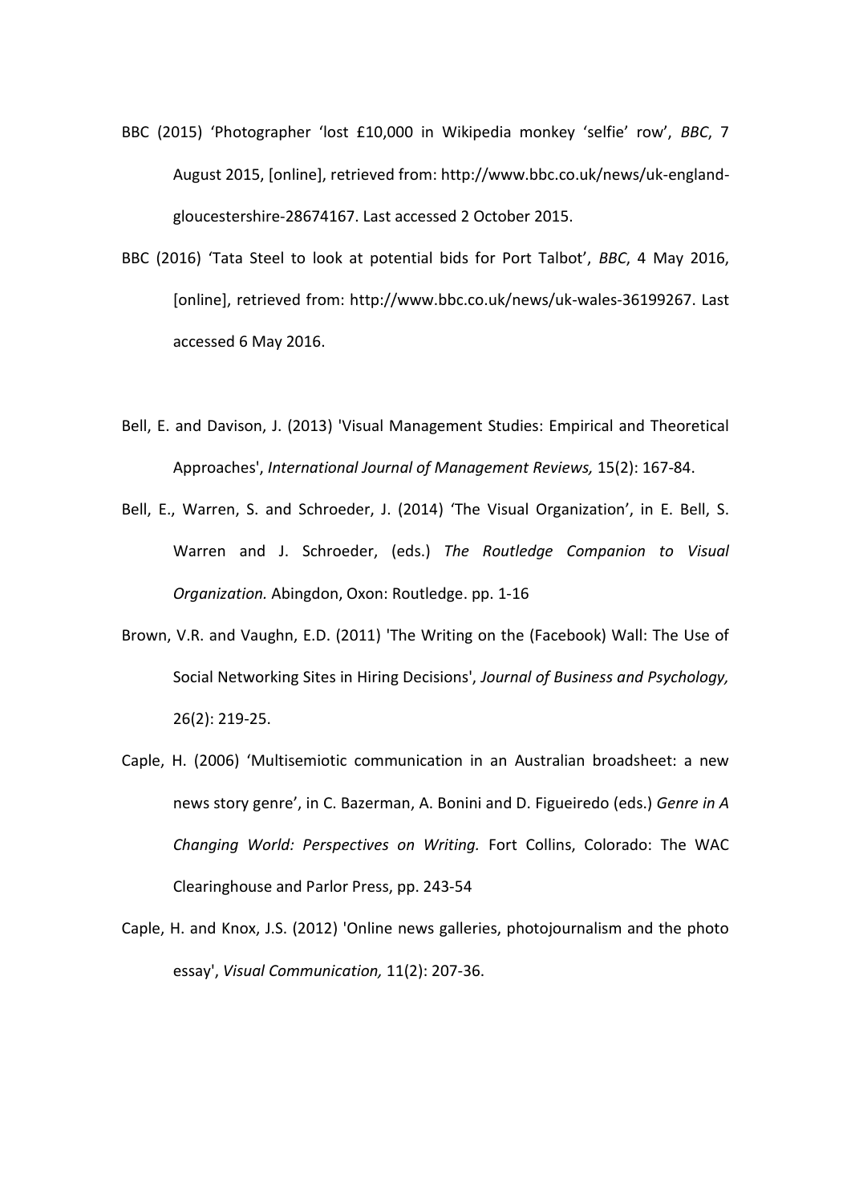BBC (2015) 'Photographer 'lost £10,000 in Wikipedia monkey 'selfie' row', *BBC*, 7 August 2015, [online], retrieved from: http://www.bbc.co.uk/news/uk-england-gloucestershire-28674167. Last accessed 2 October 2015.

BBC (2016) 'Tata Steel to look at potential bids for Port Talbot', *BBC*, 4 May 2016, [online], retrieved from: http://www.bbc.co.uk/news/uk-wales-36199267. Last accessed 6 May 2016.

Bell, E. and Davison, J. (2013) 'Visual Management Studies: Empirical and Theoretical Approaches', *International Journal of Management Reviews,* 15(2): 167-84.

Bell, E., Warren, S. and Schroeder, J. (2014) 'The Visual Organization', in E. Bell, S. Warren and J. Schroeder, (eds.) *The Routledge Companion to Visual Organization.* Abingdon, Oxon: Routledge. pp. 1-16

Brown, V.R. and Vaughn, E.D. (2011) 'The Writing on the (Facebook) Wall: The Use of Social Networking Sites in Hiring Decisions', *Journal of Business and Psychology,* 26(2): 219-25.

Caple, H. (2006) 'Multisemiotic communication in an Australian broadsheet: a new news story genre', in C. Bazerman, A. Bonini and D. Figueiredo (eds.) *Genre in A Changing World: Perspectives on Writing.* Fort Collins, Colorado: The WAC Clearinghouse and Parlor Press, pp. 243-54

Caple, H. and Knox, J.S. (2012) 'Online news galleries, photojournalism and the photo essay', *Visual Communication,* 11(2): 207-36.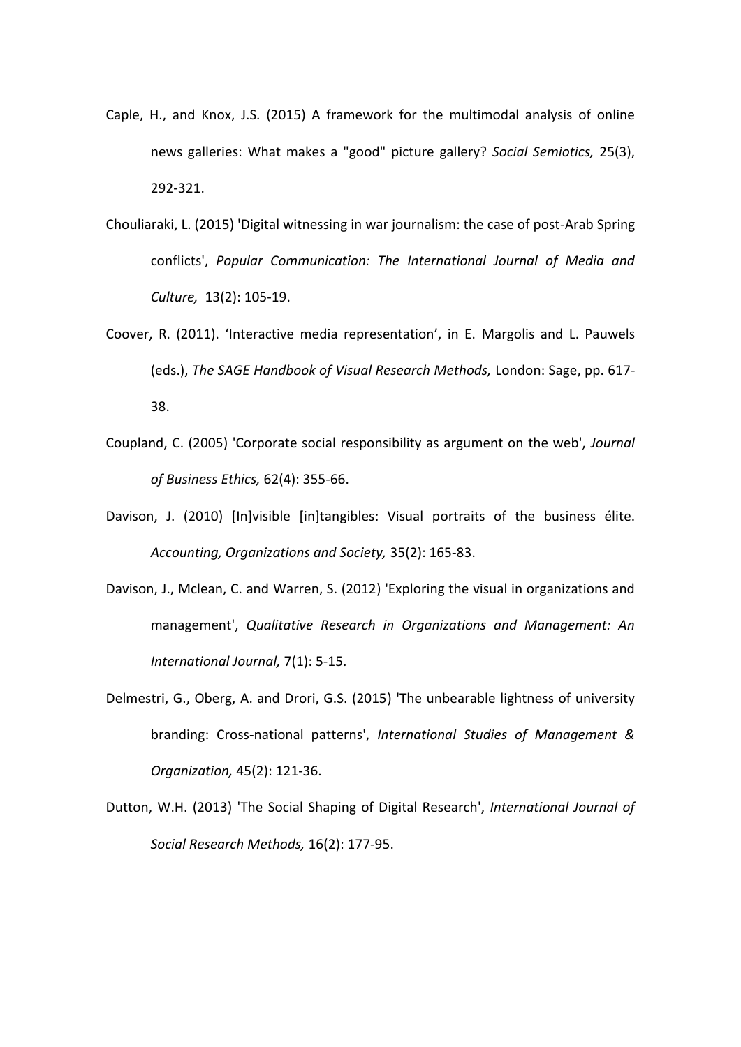Caple, H., and Knox, J.S. (2015) A framework for the multimodal analysis of online news galleries: What makes a "good" picture gallery? *Social Semiotics,* 25(3), 292-321.

Chouliaraki, L. (2015) 'Digital witnessing in war journalism: the case of post-Arab Spring conflicts', *Popular Communication: The International Journal of Media and Culture,* 13(2): 105-19.

Coover, R. (2011). 'Interactive media representation', in E. Margolis and L. Pauwels (eds.), *The SAGE Handbook of Visual Research Methods,* London: Sage, pp. 617-38.

Coupland, C. (2005) 'Corporate social responsibility as argument on the web', *Journal of Business Ethics,* 62(4): 355-66.

Davison, J. (2010) [In]visible [in]tangibles: Visual portraits of the business élite. *Accounting, Organizations and Society,* 35(2): 165-83.

Davison, J., Mclean, C. and Warren, S. (2012) 'Exploring the visual in organizations and management', *Qualitative Research in Organizations and Management: An International Journal,* 7(1): 5-15.

Delmestri, G., Oberg, A. and Drori, G.S. (2015) 'The unbearable lightness of university branding: Cross-national patterns', *International Studies of Management & Organization,* 45(2): 121-36.

Dutton, W.H. (2013) 'The Social Shaping of Digital Research', *International Journal of Social Research Methods,* 16(2): 177-95.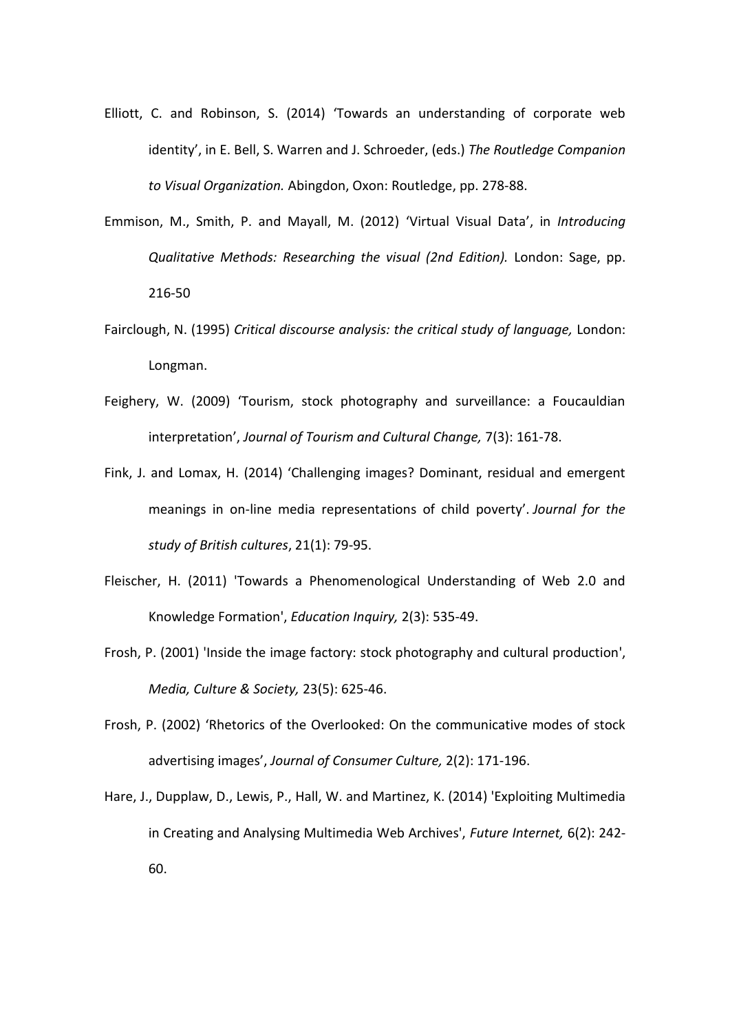Elliott, C. and Robinson, S. (2014) 'Towards an understanding of corporate web identity', in E. Bell, S. Warren and J. Schroeder, (eds.) *The Routledge Companion to Visual Organization.* Abingdon, Oxon: Routledge, pp. 278-88.

Emmison, M., Smith, P. and Mayall, M. (2012) 'Virtual Visual Data', in *Introducing Qualitative Methods: Researching the visual (2nd Edition).* London: Sage, pp. 216-50

Fairclough, N. (1995) *Critical discourse analysis: the critical study of language,* London: Longman.

Feighery, W. (2009) 'Tourism, stock photography and surveillance: a Foucauldian interpretation', *Journal of Tourism and Cultural Change,* 7(3): 161-78.

Fink, J. and Lomax, H. (2014) 'Challenging images? Dominant, residual and emergent meanings in on-line media representations of child poverty'. *Journal for the study of British cultures*, 21(1): 79-95.

Fleischer, H. (2011) 'Towards a Phenomenological Understanding of Web 2.0 and Knowledge Formation', *Education Inquiry,* 2(3): 535-49.

Frosh, P. (2001) 'Inside the image factory: stock photography and cultural production', *Media, Culture & Society,* 23(5): 625-46.

Frosh, P. (2002) 'Rhetorics of the Overlooked: On the communicative modes of stock advertising images', *Journal of Consumer Culture,* 2(2): 171-196.

Hare, J., Dupplaw, D., Lewis, P., Hall, W. and Martinez, K. (2014) 'Exploiting Multimedia in Creating and Analysing Multimedia Web Archives', *Future Internet,* 6(2): 242-60.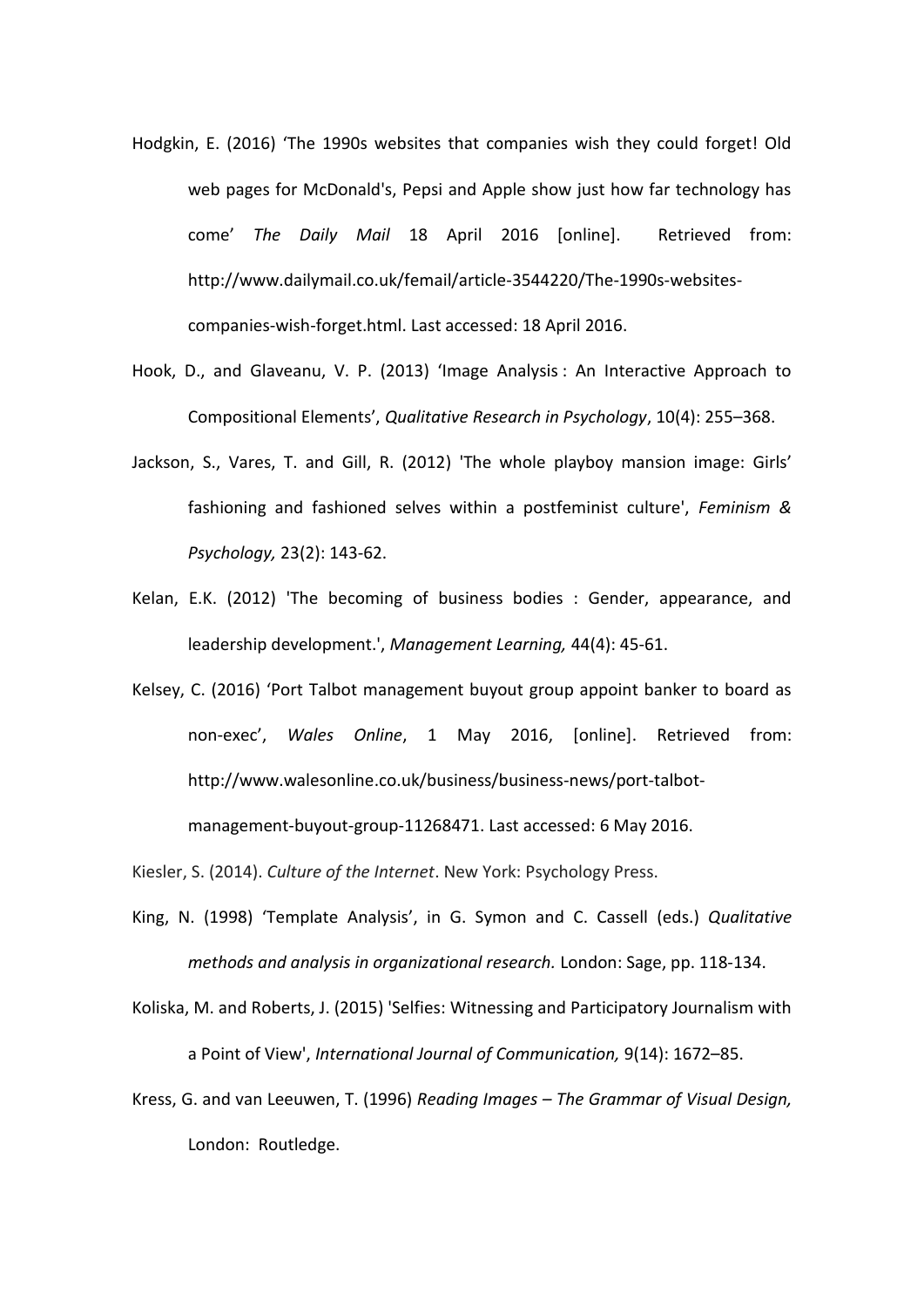Hodgkin, E. (2016) 'The 1990s websites that companies wish they could forget! Old web pages for McDonald's, Pepsi and Apple show just how far technology has come' *The Daily Mail* 18 April 2016 [online]. Retrieved from: http://www.dailymail.co.uk/femail/article-3544220/The-1990s-websites-companies-wish-forget.html. Last accessed: 18 April 2016.

Hook, D., and Glaveanu, V. P. (2013) 'Image Analysis : An Interactive Approach to Compositional Elements', *Qualitative Research in Psychology*, 10(4): 255–368.

Jackson, S., Vares, T. and Gill, R. (2012) 'The whole playboy mansion image: Girls' fashioning and fashioned selves within a postfeminist culture', *Feminism & Psychology,* 23(2): 143-62.

Kelan, E.K. (2012) 'The becoming of business bodies : Gender, appearance, and leadership development.', *Management Learning,* 44(4): 45-61.

Kelsey, C. (2016) 'Port Talbot management buyout group appoint banker to board as non-exec', *Wales Online*, 1 May 2016, [online]. Retrieved from: http://www.walesonline.co.uk/business/business-news/port-talbot-management-buyout-group-11268471. Last accessed: 6 May 2016.

Kiesler, S. (2014). *Culture of the Internet*. New York: Psychology Press.

King, N. (1998) 'Template Analysis', in G. Symon and C. Cassell (eds.) *Qualitative methods and analysis in organizational research.* London: Sage, pp. 118-134.

Koliska, M. and Roberts, J. (2015) 'Selfies: Witnessing and Participatory Journalism with a Point of View', *International Journal of Communication,* 9(14): 1672–85.

Kress, G. and van Leeuwen, T. (1996) *Reading Images – The Grammar of Visual Design,* London: Routledge.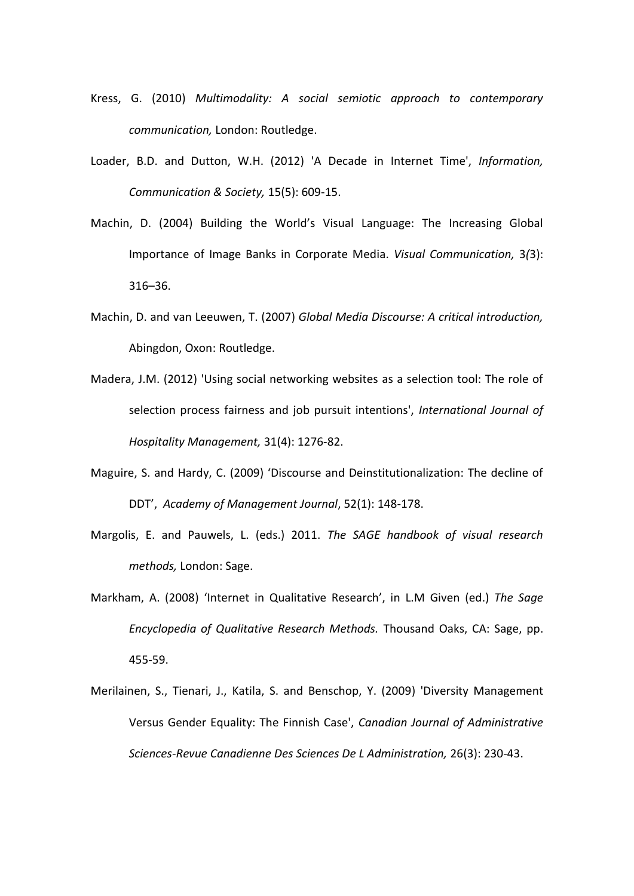Kress, G. (2010) *Multimodality: A social semiotic approach to contemporary communication,* London: Routledge.

Loader, B.D. and Dutton, W.H. (2012) 'A Decade in Internet Time', *Information, Communication & Society,* 15(5): 609-15.

Machin, D. (2004) Building the World's Visual Language: The Increasing Global Importance of Image Banks in Corporate Media. *Visual Communication,* 3*(*3): 316–36.

Machin, D. and van Leeuwen, T. (2007) *Global Media Discourse: A critical introduction,* Abingdon, Oxon: Routledge.

Madera, J.M. (2012) 'Using social networking websites as a selection tool: The role of selection process fairness and job pursuit intentions', *International Journal of Hospitality Management,* 31(4): 1276-82.

Maguire, S. and Hardy, C. (2009) 'Discourse and Deinstitutionalization: The decline of DDT', *Academy of Management Journal*, 52(1): 148-178.

Margolis, E. and Pauwels, L. (eds.) 2011. *The SAGE handbook of visual research methods,* London: Sage.

Markham, A. (2008) 'Internet in Qualitative Research', in L.M Given (ed.) *The Sage Encyclopedia of Qualitative Research Methods.* Thousand Oaks, CA: Sage, pp. 455-59.

Merilainen, S., Tienari, J., Katila, S. and Benschop, Y. (2009) 'Diversity Management Versus Gender Equality: The Finnish Case', *Canadian Journal of Administrative Sciences-Revue Canadienne Des Sciences De L Administration,* 26(3): 230-43.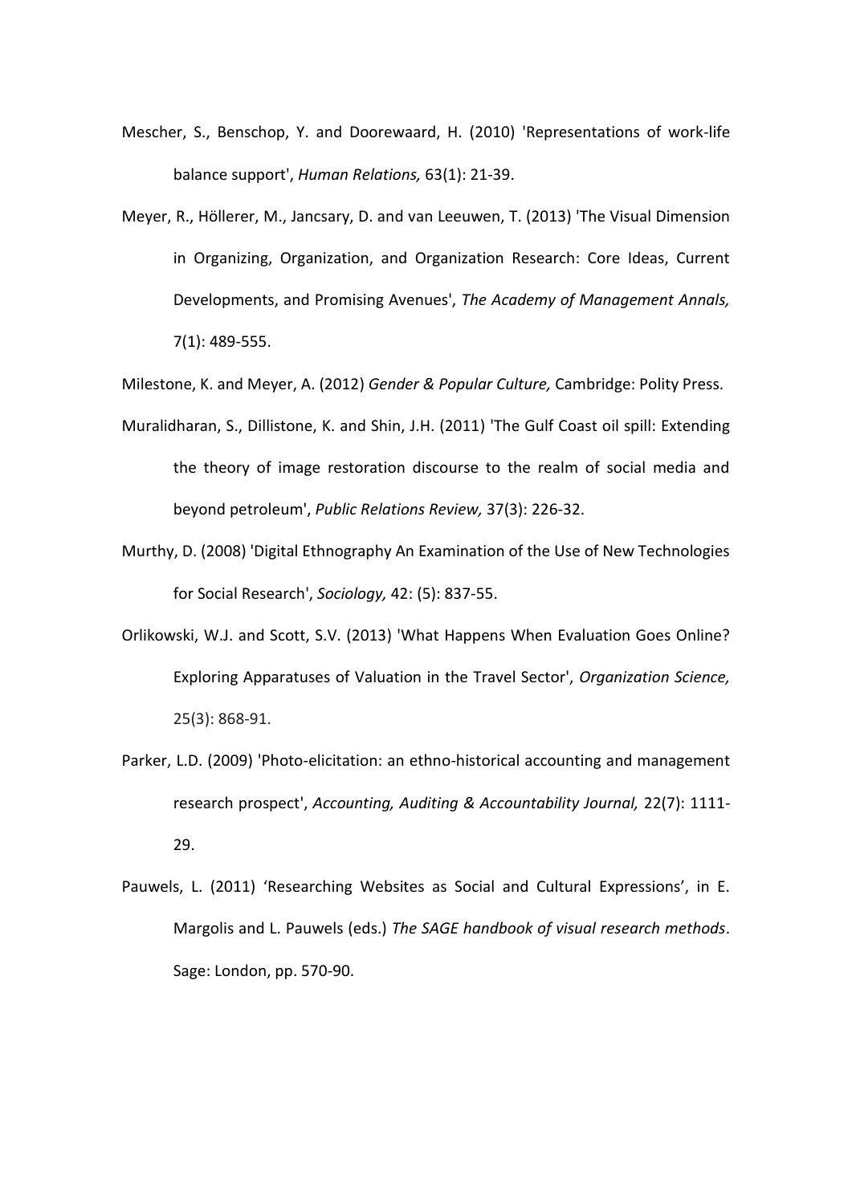Mescher, S., Benschop, Y. and Doorewaard, H. (2010) 'Representations of work-life balance support', *Human Relations,* 63(1): 21-39.

Meyer, R., Höllerer, M., Jancsary, D. and van Leeuwen, T. (2013) 'The Visual Dimension in Organizing, Organization, and Organization Research: Core Ideas, Current Developments, and Promising Avenues', *The Academy of Management Annals,* 7(1): 489-555.

Milestone, K. and Meyer, A. (2012) *Gender & Popular Culture,* Cambridge: Polity Press.

Muralidharan, S., Dillistone, K. and Shin, J.H. (2011) 'The Gulf Coast oil spill: Extending the theory of image restoration discourse to the realm of social media and beyond petroleum', *Public Relations Review,* 37(3): 226-32.

Murthy, D. (2008) 'Digital Ethnography An Examination of the Use of New Technologies for Social Research', *Sociology,* 42: (5): 837-55.

Orlikowski, W.J. and Scott, S.V. (2013) 'What Happens When Evaluation Goes Online? Exploring Apparatuses of Valuation in the Travel Sector', *Organization Science,* 25(3): 868-91.

Parker, L.D. (2009) 'Photo-elicitation: an ethno-historical accounting and management research prospect', *Accounting, Auditing & Accountability Journal,* 22(7): 1111-29.

Pauwels, L. (2011) 'Researching Websites as Social and Cultural Expressions', in E. Margolis and L. Pauwels (eds.) *The SAGE handbook of visual research methods*. Sage: London, pp. 570-90.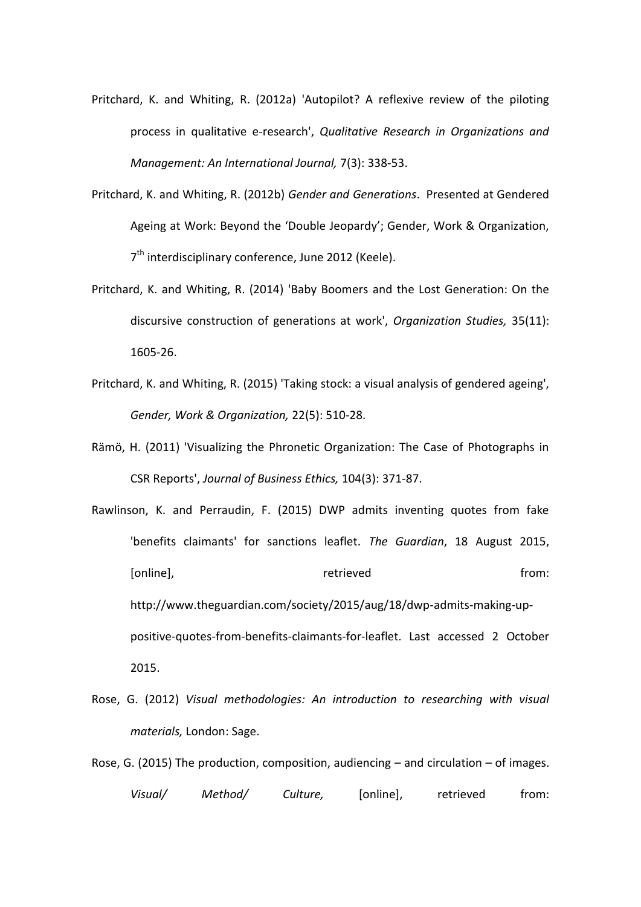Pritchard, K. and Whiting, R. (2012a) 'Autopilot? A reflexive review of the piloting process in qualitative e-research', *Qualitative Research in Organizations and Management: An International Journal,* 7(3): 338-53.

Pritchard, K. and Whiting, R. (2012b) *Gender and Generations*. Presented at Gendered Ageing at Work: Beyond the 'Double Jeopardy'; Gender, Work & Organization, 7th interdisciplinary conference, June 2012 (Keele).

Pritchard, K. and Whiting, R. (2014) 'Baby Boomers and the Lost Generation: On the discursive construction of generations at work', *Organization Studies,* 35(11): 1605-26.

Pritchard, K. and Whiting, R. (2015) 'Taking stock: a visual analysis of gendered ageing', *Gender, Work & Organization,* 22(5): 510-28.

Rämö, H. (2011) 'Visualizing the Phronetic Organization: The Case of Photographs in CSR Reports', *Journal of Business Ethics,* 104(3): 371-87.

Rawlinson, K. and Perraudin, F. (2015) DWP admits inventing quotes from fake 'benefits claimants' for sanctions leaflet. *The Guardian*, 18 August 2015, [online], retrieved from: http://www.theguardian.com/society/2015/aug/18/dwp-admits-making-up-positive-quotes-from-benefits-claimants-for-leaflet. Last accessed 2 October 2015.

Rose, G. (2012) *Visual methodologies: An introduction to researching with visual materials,* London: Sage.

Rose, G. (2015) The production, composition, audiencing – and circulation – of images. *Visual/ Method/ Culture,* [online], retrieved from: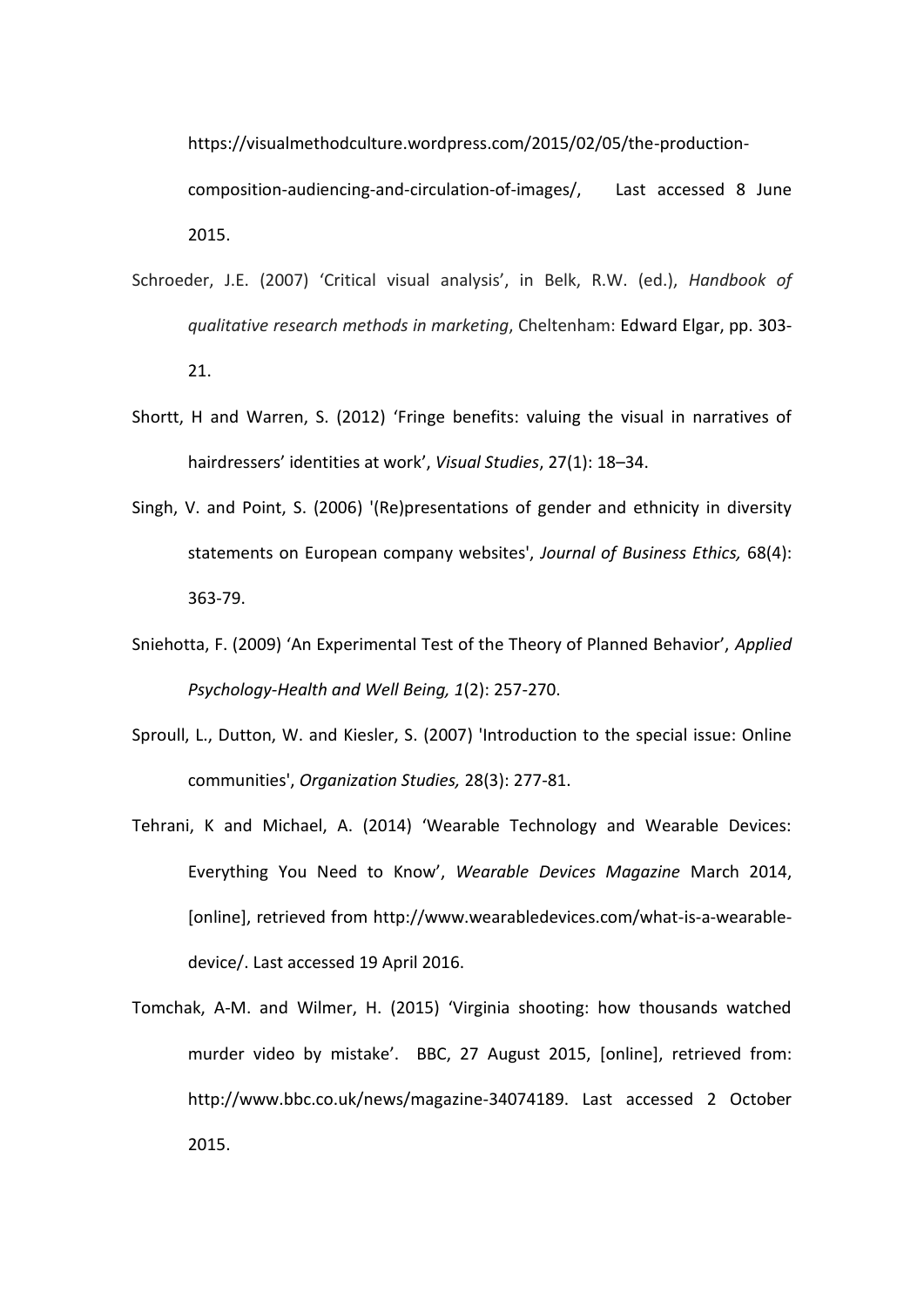https://visualmethodculture.wordpress.com/2015/02/05/the-production-composition-audiencing-and-circulation-of-images/, Last accessed 8 June 2015.

Schroeder, J.E. (2007) 'Critical visual analysis', in Belk, R.W. (ed.), *Handbook of qualitative research methods in marketing*, Cheltenham: Edward Elgar, pp. 303-21.

Shortt, H and Warren, S. (2012) 'Fringe benefits: valuing the visual in narratives of hairdressers' identities at work', *Visual Studies*, 27(1): 18–34.

Singh, V. and Point, S. (2006) '(Re)presentations of gender and ethnicity in diversity statements on European company websites', *Journal of Business Ethics,* 68(4): 363-79.

Sniehotta, F. (2009) 'An Experimental Test of the Theory of Planned Behavior', *Applied Psychology-Health and Well Being, 1*(2): 257-270.

Sproull, L., Dutton, W. and Kiesler, S. (2007) 'Introduction to the special issue: Online communities', *Organization Studies,* 28(3): 277-81.

Tehrani, K and Michael, A. (2014) 'Wearable Technology and Wearable Devices: Everything You Need to Know', *Wearable Devices Magazine* March 2014, [online], retrieved from http://www.wearabledevices.com/what-is-a-wearable-device/. Last accessed 19 April 2016.

Tomchak, A-M. and Wilmer, H. (2015) 'Virginia shooting: how thousands watched murder video by mistake'. BBC, 27 August 2015, [online], retrieved from: http://www.bbc.co.uk/news/magazine-34074189. Last accessed 2 October 2015.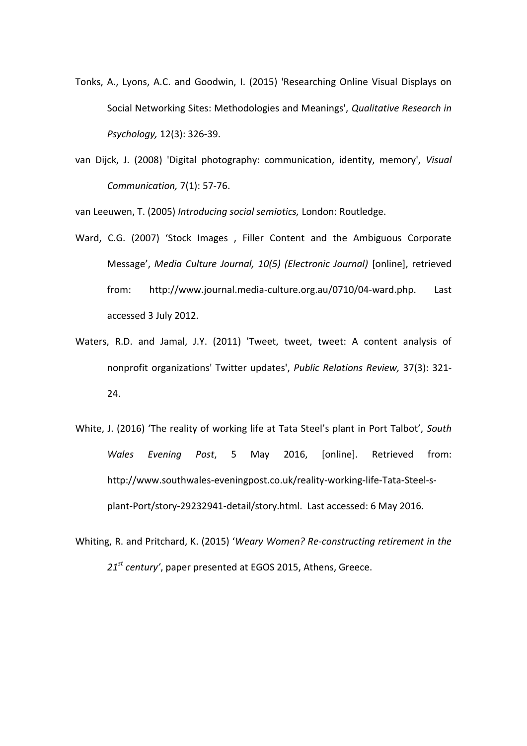Tonks, A., Lyons, A.C. and Goodwin, I. (2015) 'Researching Online Visual Displays on Social Networking Sites: Methodologies and Meanings', *Qualitative Research in Psychology,* 12(3): 326-39.

van Dijck, J. (2008) 'Digital photography: communication, identity, memory', *Visual Communication,* 7(1): 57-76.

van Leeuwen, T. (2005) *Introducing social semiotics,* London: Routledge.

Ward, C.G. (2007) 'Stock Images , Filler Content and the Ambiguous Corporate Message', *Media Culture Journal, 10(5) (Electronic Journal)* [online], retrieved from: http://www.journal.media-culture.org.au/0710/04-ward.php. Last accessed 3 July 2012.

Waters, R.D. and Jamal, J.Y. (2011) 'Tweet, tweet, tweet: A content analysis of nonprofit organizations' Twitter updates', *Public Relations Review,* 37(3): 321-24.

White, J. (2016) 'The reality of working life at Tata Steel's plant in Port Talbot', *South Wales Evening Post*, 5 May 2016, [online]. Retrieved from: http://www.southwales-eveningpost.co.uk/reality-working-life-Tata-Steel-s-plant-Port/story-29232941-detail/story.html. Last accessed: 6 May 2016.

Whiting, R. and Pritchard, K. (2015) '*Weary Women? Re-constructing retirement in the 21st century*', paper presented at EGOS 2015, Athens, Greece.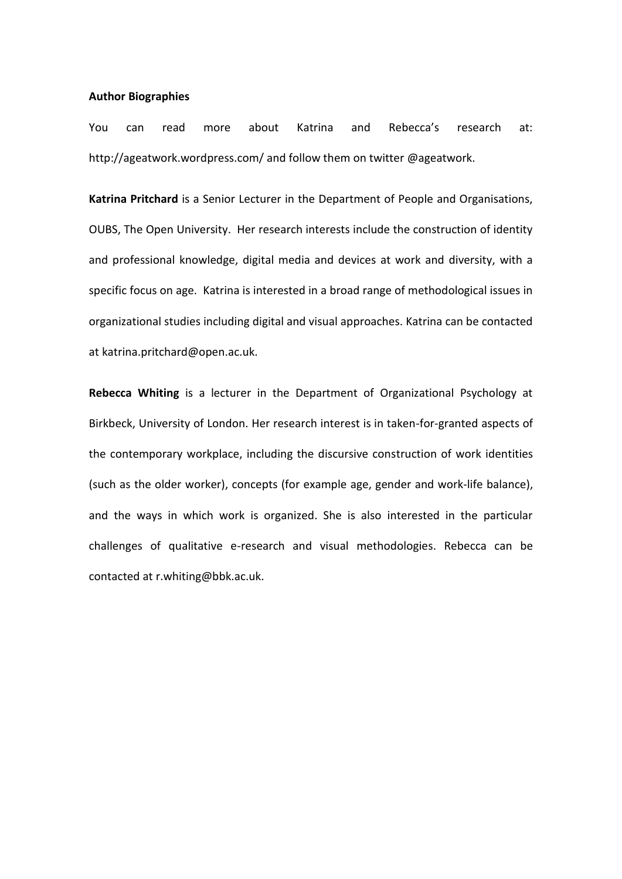**Author Biographies**

You can read more about Katrina and Rebecca's research at: http://ageatwork.wordpress.com/ and follow them on twitter @ageatwork.

**Katrina Pritchard** is a Senior Lecturer in the Department of People and Organisations, OUBS, The Open University. Her research interests include the construction of identity and professional knowledge, digital media and devices at work and diversity, with a specific focus on age. Katrina is interested in a broad range of methodological issues in organizational studies including digital and visual approaches. Katrina can be contacted at katrina.pritchard@open.ac.uk.

**Rebecca Whiting** is a lecturer in the Department of Organizational Psychology at Birkbeck, University of London. Her research interest is in taken-for-granted aspects of the contemporary workplace, including the discursive construction of work identities (such as the older worker), concepts (for example age, gender and work-life balance), and the ways in which work is organized. She is also interested in the particular challenges of qualitative e-research and visual methodologies. Rebecca can be contacted at r.whiting@bbk.ac.uk.